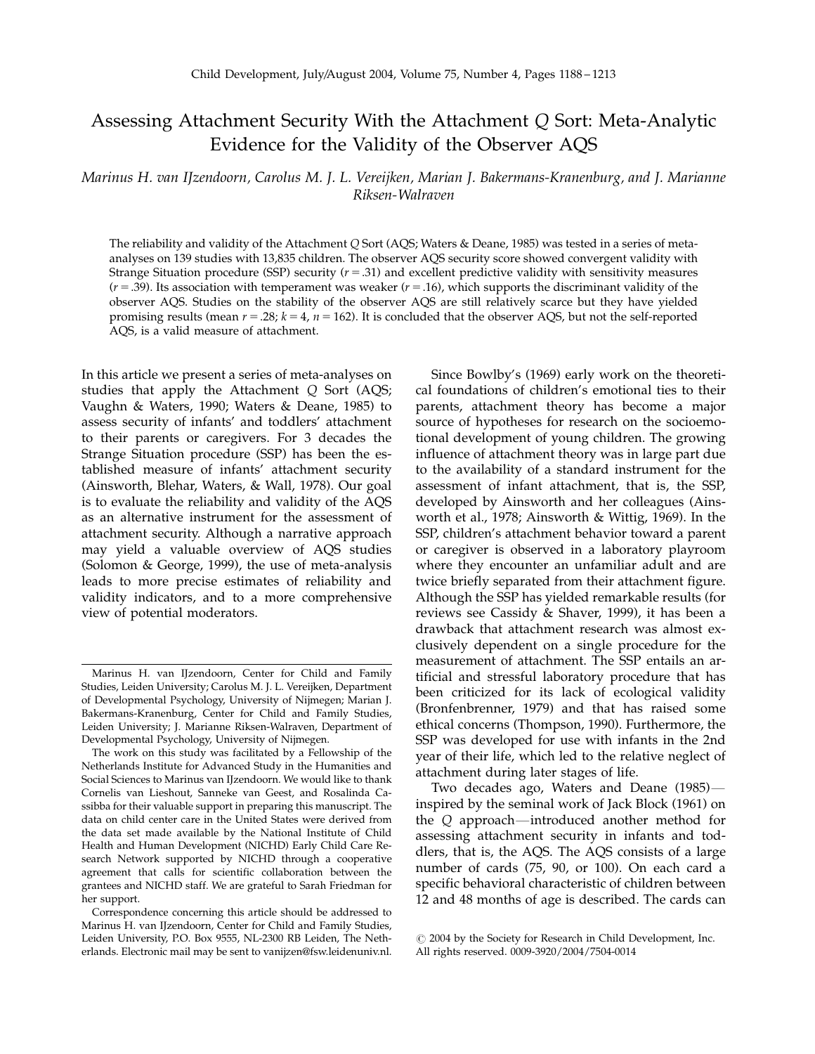# Assessing Attachment Security With the Attachment *Q* Sort: Meta-Analytic Evidence for the Validity of the Observer AQS

*Marinus H. van IJzendoorn, Carolus M. J. L. Vereijken, Marian J. Bakermans-Kranenburg, and J. Marianne Riksen-Walraven*

The reliability and validity of the Attachment *Q* Sort (AQS; Waters & Deane, 1985) was tested in a series of meta-analyses on 139 studies with 13,835 children. The observer AQS security score showed convergent validity with Strange Situation procedure (SSP) security ($r = .31$) and excellent predictive validity with sensitivity measures ($r = .39$). Its association with temperament was weaker ($r = .16$), which supports the discriminant validity of the observer AQS. Studies on the stability of the observer AQS are still relatively scarce but they have yielded promising results (mean $r = .28$; $k = 4$, $n = 162$). It is concluded that the observer AQS, but not the self-reported AQS, is a valid measure of attachment.

In this article we present a series of meta-analyses on studies that apply the Attachment *Q* Sort (AQS; Vaughn & Waters, 1990; Waters & Deane, 1985) to assess security of infants' and toddlers' attachment to their parents or caregivers. For 3 decades the Strange Situation procedure (SSP) has been the established measure of infants' attachment security (Ainsworth, Blehar, Waters, & Wall, 1978). Our goal is to evaluate the reliability and validity of the AQS as an alternative instrument for the assessment of attachment security. Although a narrative approach may yield a valuable overview of AQS studies (Solomon & George, 1999), the use of meta-analysis leads to more precise estimates of reliability and validity indicators, and to a more comprehensive view of potential moderators.

Since Bowlby's (1969) early work on the theoretical foundations of children's emotional ties to their parents, attachment theory has become a major source of hypotheses for research on the socioemotional development of young children. The growing influence of attachment theory was in large part due to the availability of a standard instrument for the assessment of infant attachment, that is, the SSP, developed by Ainsworth and her colleagues (Ainsworth et al., 1978; Ainsworth & Wittig, 1969). In the SSP, children's attachment behavior toward a parent or caregiver is observed in a laboratory playroom where they encounter an unfamiliar adult and are twice briefly separated from their attachment figure. Although the SSP has yielded remarkable results (for reviews see Cassidy & Shaver, 1999), it has been a drawback that attachment research was almost exclusively dependent on a single procedure for the measurement of attachment. The SSP entails an artificial and stressful laboratory procedure that has been criticized for its lack of ecological validity (Bronfenbrenner, 1979) and that has raised some ethical concerns (Thompson, 1990). Furthermore, the SSP was developed for use with infants in the 2nd year of their life, which led to the relative neglect of attachment during later stages of life.

Two decades ago, Waters and Deane (1985)—inspired by the seminal work of Jack Block (1961) on the *Q* approach—introduced another method for assessing attachment security in infants and toddlers, that is, the AQS. The AQS consists of a large number of cards (75, 90, or 100). On each card a specific behavioral characteristic of children between 12 and 48 months of age is described. The cards can

---

Marinus H. van IJzendoorn, Center for Child and Family Studies, Leiden University; Carolus M. J. L. Vereijken, Department of Developmental Psychology, University of Nijmegen; Marian J. Bakermans-Kranenburg, Center for Child and Family Studies, Leiden University; J. Marianne Riksen-Walraven, Department of Developmental Psychology, University of Nijmegen.

The work on this study was facilitated by a Fellowship of the Netherlands Institute for Advanced Study in the Humanities and Social Sciences to Marinus van IJzendoorn. We would like to thank Cornelis van Lieshout, Sanneke van Geest, and Rosalinda Cassibba for their valuable support in preparing this manuscript. The data on child center care in the United States were derived from the data set made available by the National Institute of Child Health and Human Development (NICHD) Early Child Care Research Network supported by NICHD through a cooperative agreement that calls for scientific collaboration between the grantees and NICHD staff. We are grateful to Sarah Friedman for her support.

Correspondence concerning this article should be addressed to Marinus H. van IJzendoorn, Center for Child and Family Studies, Leiden University, P.O. Box 9555, NL-2300 RB Leiden, The Netherlands. Electronic mail may be sent to vanijzen@fsw.leidenuniv.nl.

© 2004 by the Society for Research in Child Development, Inc. All rights reserved. 0009-3920/2004/7504-0014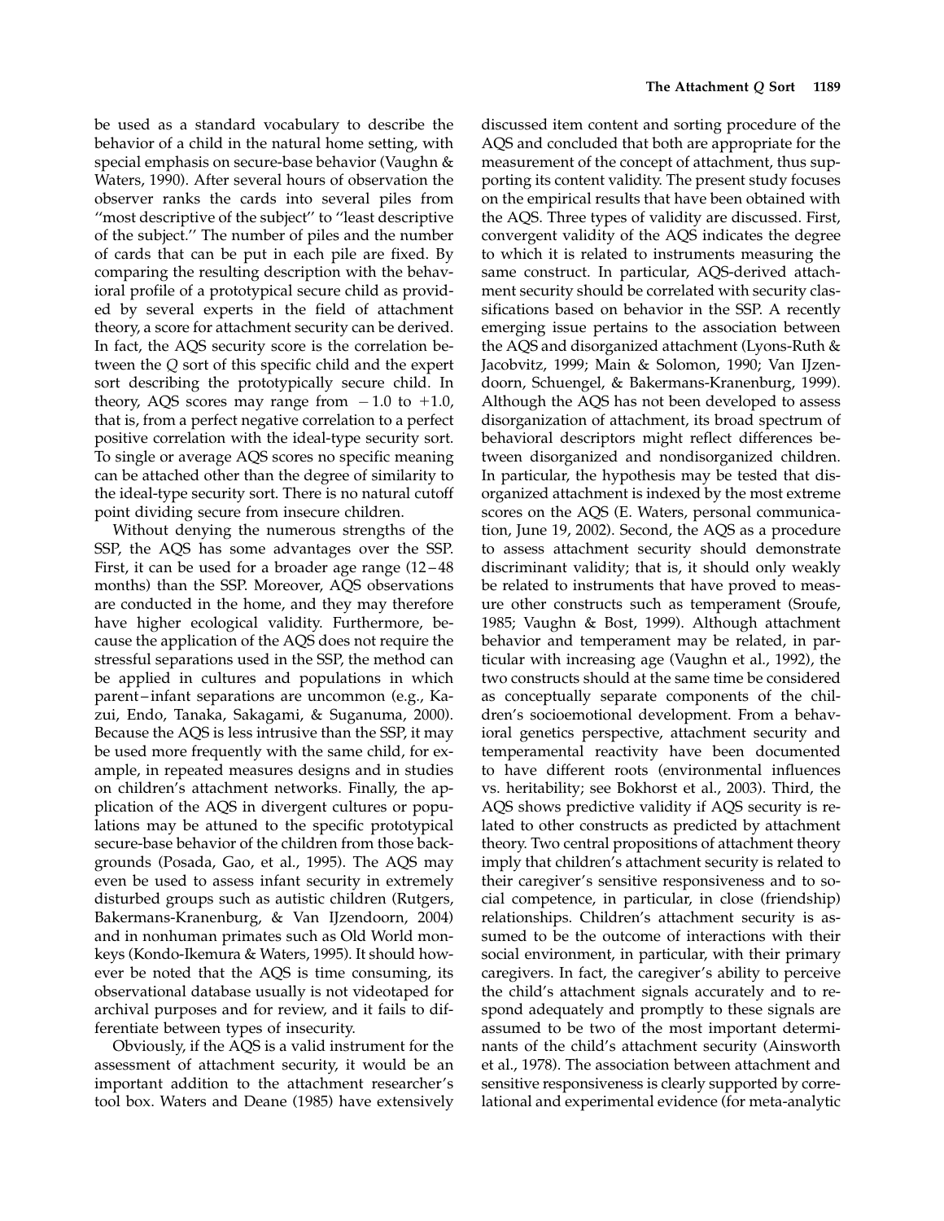be used as a standard vocabulary to describe the behavior of a child in the natural home setting, with special emphasis on secure-base behavior (Vaughn & Waters, 1990). After several hours of observation the observer ranks the cards into several piles from ''most descriptive of the subject'' to ''least descriptive of the subject.'' The number of piles and the number of cards that can be put in each pile are fixed. By comparing the resulting description with the behavioral profile of a prototypical secure child as provided by several experts in the field of attachment theory, a score for attachment security can be derived. In fact, the AQS security score is the correlation between the *Q* sort of this specific child and the expert sort describing the prototypically secure child. In theory, AQS scores may range from $-1.0$ to $+1.0$, that is, from a perfect negative correlation to a perfect positive correlation with the ideal-type security sort. To single or average AQS scores no specific meaning can be attached other than the degree of similarity to the ideal-type security sort. There is no natural cutoff point dividing secure from insecure children.

Without denying the numerous strengths of the SSP, the AQS has some advantages over the SSP. First, it can be used for a broader age range (12–48 months) than the SSP. Moreover, AQS observations are conducted in the home, and they may therefore have higher ecological validity. Furthermore, because the application of the AQS does not require the stressful separations used in the SSP, the method can be applied in cultures and populations in which parent–infant separations are uncommon (e.g., Kazui, Endo, Tanaka, Sakagami, & Suganuma, 2000). Because the AQS is less intrusive than the SSP, it may be used more frequently with the same child, for example, in repeated measures designs and in studies on children's attachment networks. Finally, the application of the AQS in divergent cultures or populations may be attuned to the specific prototypical secure-base behavior of the children from those backgrounds (Posada, Gao, et al., 1995). The AQS may even be used to assess infant security in extremely disturbed groups such as autistic children (Rutgers, Bakermans-Kranenburg, & Van IJzendoorn, 2004) and in nonhuman primates such as Old World monkeys (Kondo-Ikemura & Waters, 1995). It should however be noted that the AQS is time consuming, its observational database usually is not videotaped for archival purposes and for review, and it fails to differentiate between types of insecurity.

Obviously, if the AQS is a valid instrument for the assessment of attachment security, it would be an important addition to the attachment researcher's tool box. Waters and Deane (1985) have extensively discussed item content and sorting procedure of the AQS and concluded that both are appropriate for the measurement of the concept of attachment, thus supporting its content validity. The present study focuses on the empirical results that have been obtained with the AQS. Three types of validity are discussed. First, convergent validity of the AQS indicates the degree to which it is related to instruments measuring the same construct. In particular, AQS-derived attachment security should be correlated with security classifications based on behavior in the SSP. A recently emerging issue pertains to the association between the AQS and disorganized attachment (Lyons-Ruth & Jacobvitz, 1999; Main & Solomon, 1990; Van IJzendoorn, Schuengel, & Bakermans-Kranenburg, 1999). Although the AQS has not been developed to assess disorganization of attachment, its broad spectrum of behavioral descriptors might reflect differences between disorganized and nondisorganized children. In particular, the hypothesis may be tested that disorganized attachment is indexed by the most extreme scores on the AQS (E. Waters, personal communication, June 19, 2002). Second, the AQS as a procedure to assess attachment security should demonstrate discriminant validity; that is, it should only weakly be related to instruments that have proved to measure other constructs such as temperament (Sroufe, 1985; Vaughn & Bost, 1999). Although attachment behavior and temperament may be related, in particular with increasing age (Vaughn et al., 1992), the two constructs should at the same time be considered as conceptually separate components of the children's socioemotional development. From a behavioral genetics perspective, attachment security and temperamental reactivity have been documented to have different roots (environmental influences vs. heritability; see Bokhorst et al., 2003). Third, the AQS shows predictive validity if AQS security is related to other constructs as predicted by attachment theory. Two central propositions of attachment theory imply that children's attachment security is related to their caregiver's sensitive responsiveness and to social competence, in particular, in close (friendship) relationships. Children's attachment security is assumed to be the outcome of interactions with their social environment, in particular, with their primary caregivers. In fact, the caregiver's ability to perceive the child's attachment signals accurately and to respond adequately and promptly to these signals are assumed to be two of the most important determinants of the child's attachment security (Ainsworth et al., 1978). The association between attachment and sensitive responsiveness is clearly supported by correlational and experimental evidence (for meta-analytic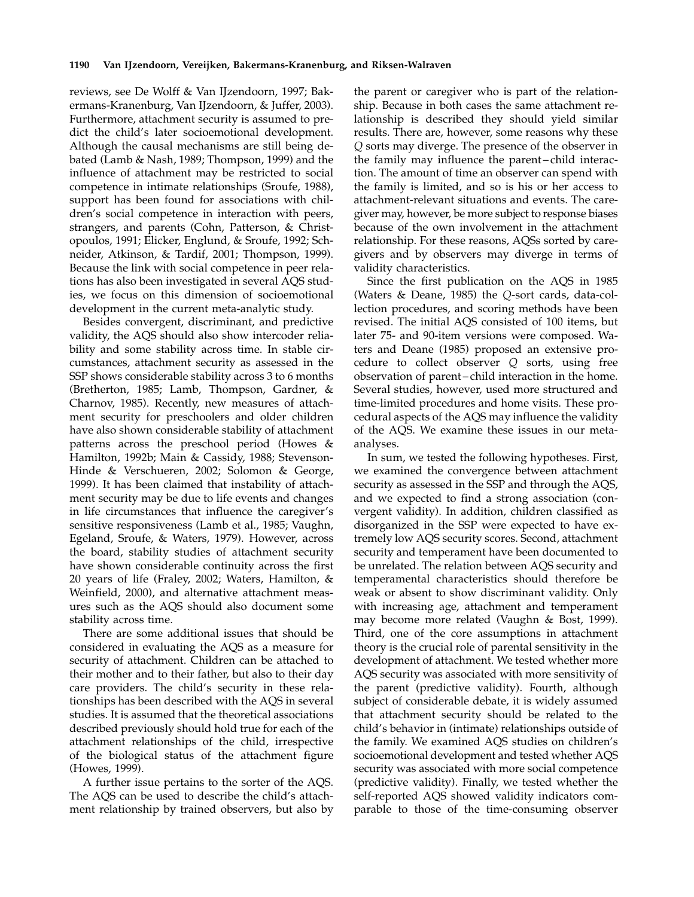reviews, see De Wolff & Van IJzendoorn, 1997; Bakermans-Kranenburg, Van IJzendoorn, & Juffer, 2003). Furthermore, attachment security is assumed to predict the child's later socioemotional development. Although the causal mechanisms are still being debated (Lamb & Nash, 1989; Thompson, 1999) and the influence of attachment may be restricted to social competence in intimate relationships (Sroufe, 1988), support has been found for associations with children's social competence in interaction with peers, strangers, and parents (Cohn, Patterson, & Christopoulos, 1991; Elicker, Englund, & Sroufe, 1992; Schneider, Atkinson, & Tardif, 2001; Thompson, 1999). Because the link with social competence in peer relations has also been investigated in several AQS studies, we focus on this dimension of socioemotional development in the current meta-analytic study.

Besides convergent, discriminant, and predictive validity, the AQS should also show intercoder reliability and some stability across time. In stable circumstances, attachment security as assessed in the SSP shows considerable stability across 3 to 6 months (Bretherton, 1985; Lamb, Thompson, Gardner, & Charnov, 1985). Recently, new measures of attachment security for preschoolers and older children have also shown considerable stability of attachment patterns across the preschool period (Howes & Hamilton, 1992b; Main & Cassidy, 1988; Stevenson-Hinde & Verschueren, 2002; Solomon & George, 1999). It has been claimed that instability of attachment security may be due to life events and changes in life circumstances that influence the caregiver's sensitive responsiveness (Lamb et al., 1985; Vaughn, Egeland, Sroufe, & Waters, 1979). However, across the board, stability studies of attachment security have shown considerable continuity across the first 20 years of life (Fraley, 2002; Waters, Hamilton, & Weinfield, 2000), and alternative attachment measures such as the AQS should also document some stability across time.

There are some additional issues that should be considered in evaluating the AQS as a measure for security of attachment. Children can be attached to their mother and to their father, but also to their day care providers. The child's security in these relationships has been described with the AQS in several studies. It is assumed that the theoretical associations described previously should hold true for each of the attachment relationships of the child, irrespective of the biological status of the attachment figure (Howes, 1999).

A further issue pertains to the sorter of the AQS. The AQS can be used to describe the child's attachment relationship by trained observers, but also by the parent or caregiver who is part of the relationship. Because in both cases the same attachment relationship is described they should yield similar results. There are, however, some reasons why these *Q* sorts may diverge. The presence of the observer in the family may influence the parent–child interaction. The amount of time an observer can spend with the family is limited, and so is his or her access to attachment-relevant situations and events. The caregiver may, however, be more subject to response biases because of the own involvement in the attachment relationship. For these reasons, AQSs sorted by caregivers and by observers may diverge in terms of validity characteristics.

Since the first publication on the AQS in 1985 (Waters & Deane, 1985) the *Q*-sort cards, data-collection procedures, and scoring methods have been revised. The initial AQS consisted of 100 items, but later 75- and 90-item versions were composed. Waters and Deane (1985) proposed an extensive procedure to collect observer *Q* sorts, using free observation of parent–child interaction in the home. Several studies, however, used more structured and time-limited procedures and home visits. These procedural aspects of the AQS may influence the validity of the AQS. We examine these issues in our meta-analyses.

In sum, we tested the following hypotheses. First, we examined the convergence between attachment security as assessed in the SSP and through the AQS, and we expected to find a strong association (convergent validity). In addition, children classified as disorganized in the SSP were expected to have extremely low AQS security scores. Second, attachment security and temperament have been documented to be unrelated. The relation between AQS security and temperamental characteristics should therefore be weak or absent to show discriminant validity. Only with increasing age, attachment and temperament may become more related (Vaughn & Bost, 1999). Third, one of the core assumptions in attachment theory is the crucial role of parental sensitivity in the development of attachment. We tested whether more AQS security was associated with more sensitivity of the parent (predictive validity). Fourth, although subject of considerable debate, it is widely assumed that attachment security should be related to the child's behavior in (intimate) relationships outside of the family. We examined AQS studies on children's socioemotional development and tested whether AQS security was associated with more social competence (predictive validity). Finally, we tested whether the self-reported AQS showed validity indicators comparable to those of the time-consuming observer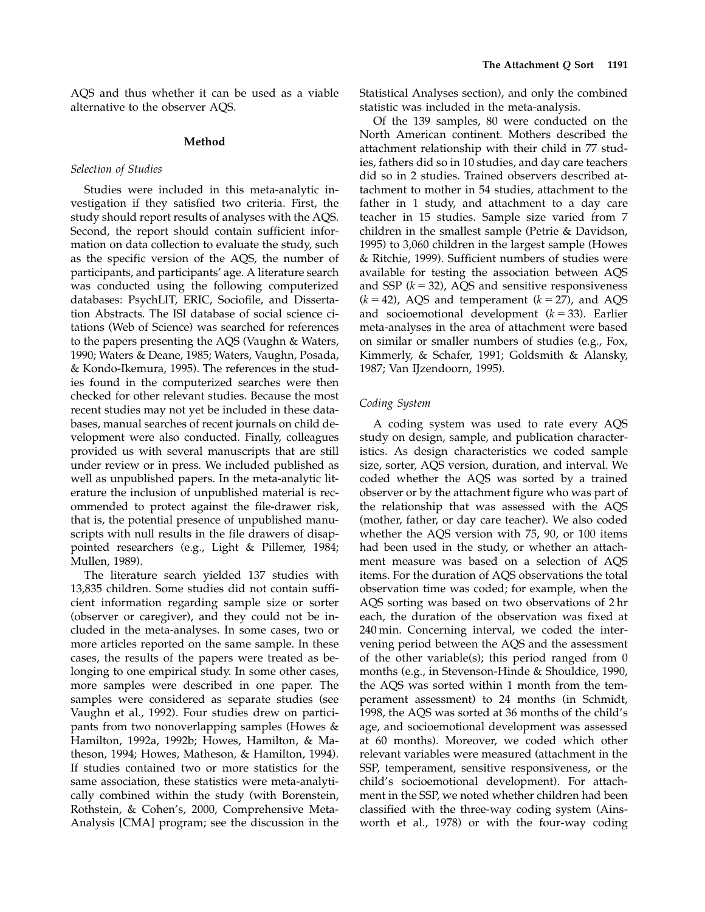AQS and thus whether it can be used as a viable alternative to the observer AQS.

## Method

### Selection of Studies

Studies were included in this meta-analytic investigation if they satisfied two criteria. First, the study should report results of analyses with the AQS. Second, the report should contain sufficient information on data collection to evaluate the study, such as the specific version of the AQS, the number of participants, and participants' age. A literature search was conducted using the following computerized databases: PsychLIT, ERIC, Sociofile, and Dissertation Abstracts. The ISI database of social science citations (Web of Science) was searched for references to the papers presenting the AQS (Vaughn & Waters, 1990; Waters & Deane, 1985; Waters, Vaughn, Posada, & Kondo-Ikemura, 1995). The references in the studies found in the computerized searches were then checked for other relevant studies. Because the most recent studies may not yet be included in these databases, manual searches of recent journals on child development were also conducted. Finally, colleagues provided us with several manuscripts that are still under review or in press. We included published as well as unpublished papers. In the meta-analytic literature the inclusion of unpublished material is recommended to protect against the file-drawer risk, that is, the potential presence of unpublished manuscripts with null results in the file drawers of disappointed researchers (e.g., Light & Pillemer, 1984; Mullen, 1989).

The literature search yielded 137 studies with 13,835 children. Some studies did not contain sufficient information regarding sample size or sorter (observer or caregiver), and they could not be included in the meta-analyses. In some cases, two or more articles reported on the same sample. In these cases, the results of the papers were treated as belonging to one empirical study. In some other cases, more samples were described in one paper. The samples were considered as separate studies (see Vaughn et al., 1992). Four studies drew on participants from two nonoverlapping samples (Howes & Hamilton, 1992a, 1992b; Howes, Hamilton, & Matheson, 1994; Howes, Matheson, & Hamilton, 1994). If studies contained two or more statistics for the same association, these statistics were meta-analytically combined within the study (with Borenstein, Rothstein, & Cohen's, 2000, Comprehensive Meta-Analysis [CMA] program; see the discussion in the Statistical Analyses section), and only the combined statistic was included in the meta-analysis.

Of the 139 samples, 80 were conducted on the North American continent. Mothers described the attachment relationship with their child in 77 studies, fathers did so in 10 studies, and day care teachers did so in 2 studies. Trained observers described attachment to mother in 54 studies, attachment to the father in 1 study, and attachment to a day care teacher in 15 studies. Sample size varied from 7 children in the smallest sample (Petrie & Davidson, 1995) to 3,060 children in the largest sample (Howes & Ritchie, 1999). Sufficient numbers of studies were available for testing the association between AQS and SSP ($k = 32$), AQS and sensitive responsiveness ($k = 42$), AQS and temperament ($k = 27$), and AQS and socioemotional development ($k = 33$). Earlier meta-analyses in the area of attachment were based on similar or smaller numbers of studies (e.g., Fox, Kimmerly, & Schafer, 1991; Goldsmith & Alansky, 1987; Van IJzendoorn, 1995).

### Coding System

A coding system was used to rate every AQS study on design, sample, and publication characteristics. As design characteristics we coded sample size, sorter, AQS version, duration, and interval. We coded whether the AQS was sorted by a trained observer or by the attachment figure who was part of the relationship that was assessed with the AQS (mother, father, or day care teacher). We also coded whether the AQS version with 75, 90, or 100 items had been used in the study, or whether an attachment measure was based on a selection of AQS items. For the duration of AQS observations the total observation time was coded; for example, when the AQS sorting was based on two observations of 2 hr each, the duration of the observation was fixed at 240 min. Concerning interval, we coded the intervening period between the AQS and the assessment of the other variable(s); this period ranged from 0 months (e.g., in Stevenson-Hinde & Shouldice, 1990, the AQS was sorted within 1 month from the temperament assessment) to 24 months (in Schmidt, 1998, the AQS was sorted at 36 months of the child's age, and socioemotional development was assessed at 60 months). Moreover, we coded which other relevant variables were measured (attachment in the SSP, temperament, sensitive responsiveness, or the child's socioemotional development). For attachment in the SSP, we noted whether children had been classified with the three-way coding system (Ainsworth et al., 1978) or with the four-way coding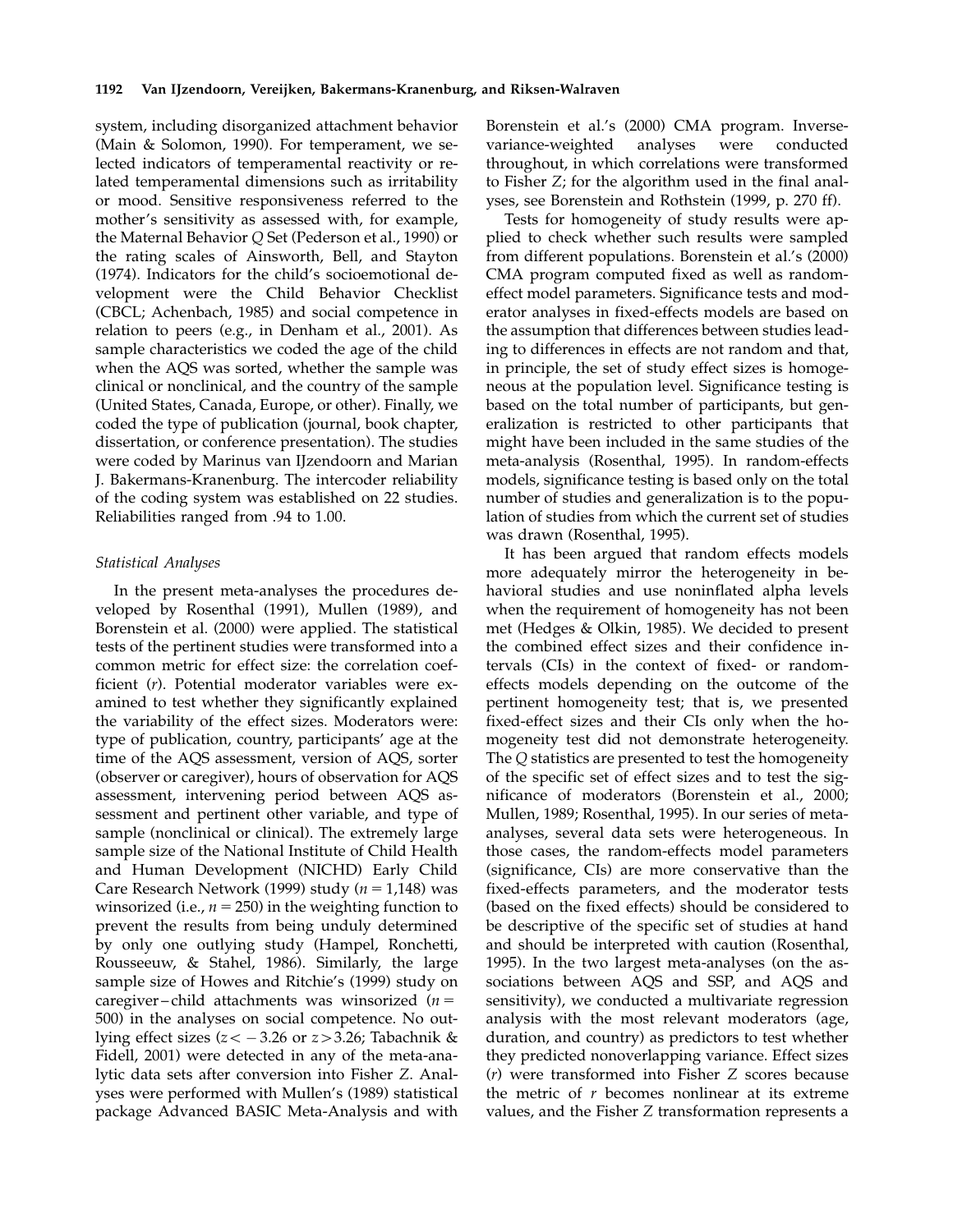system, including disorganized attachment behavior (Main & Solomon, 1990). For temperament, we selected indicators of temperamental reactivity or related temperamental dimensions such as irritability or mood. Sensitive responsiveness referred to the mother's sensitivity as assessed with, for example, the Maternal Behavior *Q* Set (Pederson et al., 1990) or the rating scales of Ainsworth, Bell, and Stayton (1974). Indicators for the child's socioemotional development were the Child Behavior Checklist (CBCL; Achenbach, 1985) and social competence in relation to peers (e.g., in Denham et al., 2001). As sample characteristics we coded the age of the child when the AQS was sorted, whether the sample was clinical or nonclinical, and the country of the sample (United States, Canada, Europe, or other). Finally, we coded the type of publication (journal, book chapter, dissertation, or conference presentation). The studies were coded by Marinus van IJzendoorn and Marian J. Bakermans-Kranenburg. The intercoder reliability of the coding system was established on 22 studies. Reliabilities ranged from .94 to 1.00.

### *Statistical Analyses*

In the present meta-analyses the procedures developed by Rosenthal (1991), Mullen (1989), and Borenstein et al. (2000) were applied. The statistical tests of the pertinent studies were transformed into a common metric for effect size: the correlation coefficient ($r$). Potential moderator variables were examined to test whether they significantly explained the variability of the effect sizes. Moderators were: type of publication, country, participants' age at the time of the AQS assessment, version of AQS, sorter (observer or caregiver), hours of observation for AQS assessment, intervening period between AQS assessment and pertinent other variable, and type of sample (nonclinical or clinical). The extremely large sample size of the National Institute of Child Health and Human Development (NICHD) Early Child Care Research Network (1999) study ($n = 1{,}148$) was winsorized (i.e., $n = 250$) in the weighting function to prevent the results from being unduly determined by only one outlying study (Hampel, Ronchetti, Rousseeuw, & Stahel, 1986). Similarly, the large sample size of Howes and Ritchie's (1999) study on caregiver–child attachments was winsorized ($n = 500$) in the analyses on social competence. No outlying effect sizes ($z < -3.26$ or $z > 3.26$; Tabachnik & Fidell, 2001) were detected in any of the meta-analytic data sets after conversion into Fisher $Z$. Analyses were performed with Mullen's (1989) statistical package Advanced BASIC Meta-Analysis and with Borenstein et al.'s (2000) CMA program. Inverse-variance-weighted analyses were conducted throughout, in which correlations were transformed to Fisher $Z$; for the algorithm used in the final analyses, see Borenstein and Rothstein (1999, p. 270 ff).

Tests for homogeneity of study results were applied to check whether such results were sampled from different populations. Borenstein et al.'s (2000) CMA program computed fixed as well as random-effect model parameters. Significance tests and moderator analyses in fixed-effects models are based on the assumption that differences between studies leading to differences in effects are not random and that, in principle, the set of study effect sizes is homogeneous at the population level. Significance testing is based on the total number of participants, but generalization is restricted to other participants that might have been included in the same studies of the meta-analysis (Rosenthal, 1995). In random-effects models, significance testing is based only on the total number of studies and generalization is to the population of studies from which the current set of studies was drawn (Rosenthal, 1995).

It has been argued that random effects models more adequately mirror the heterogeneity in behavioral studies and use noninflated alpha levels when the requirement of homogeneity has not been met (Hedges & Olkin, 1985). We decided to present the combined effect sizes and their confidence intervals (CIs) in the context of fixed- or random-effects models depending on the outcome of the pertinent homogeneity test; that is, we presented fixed-effect sizes and their CIs only when the homogeneity test did not demonstrate heterogeneity. The $Q$ statistics are presented to test the homogeneity of the specific set of effect sizes and to test the significance of moderators (Borenstein et al., 2000; Mullen, 1989; Rosenthal, 1995). In our series of meta-analyses, several data sets were heterogeneous. In those cases, the random-effects model parameters (significance, CIs) are more conservative than the fixed-effects parameters, and the moderator tests (based on the fixed effects) should be considered to be descriptive of the specific set of studies at hand and should be interpreted with caution (Rosenthal, 1995). In the two largest meta-analyses (on the associations between AQS and SSP, and AQS and sensitivity), we conducted a multivariate regression analysis with the most relevant moderators (age, duration, and country) as predictors to test whether they predicted nonoverlapping variance. Effect sizes ($r$) were transformed into Fisher $Z$ scores because the metric of $r$ becomes nonlinear at its extreme values, and the Fisher $Z$ transformation represents a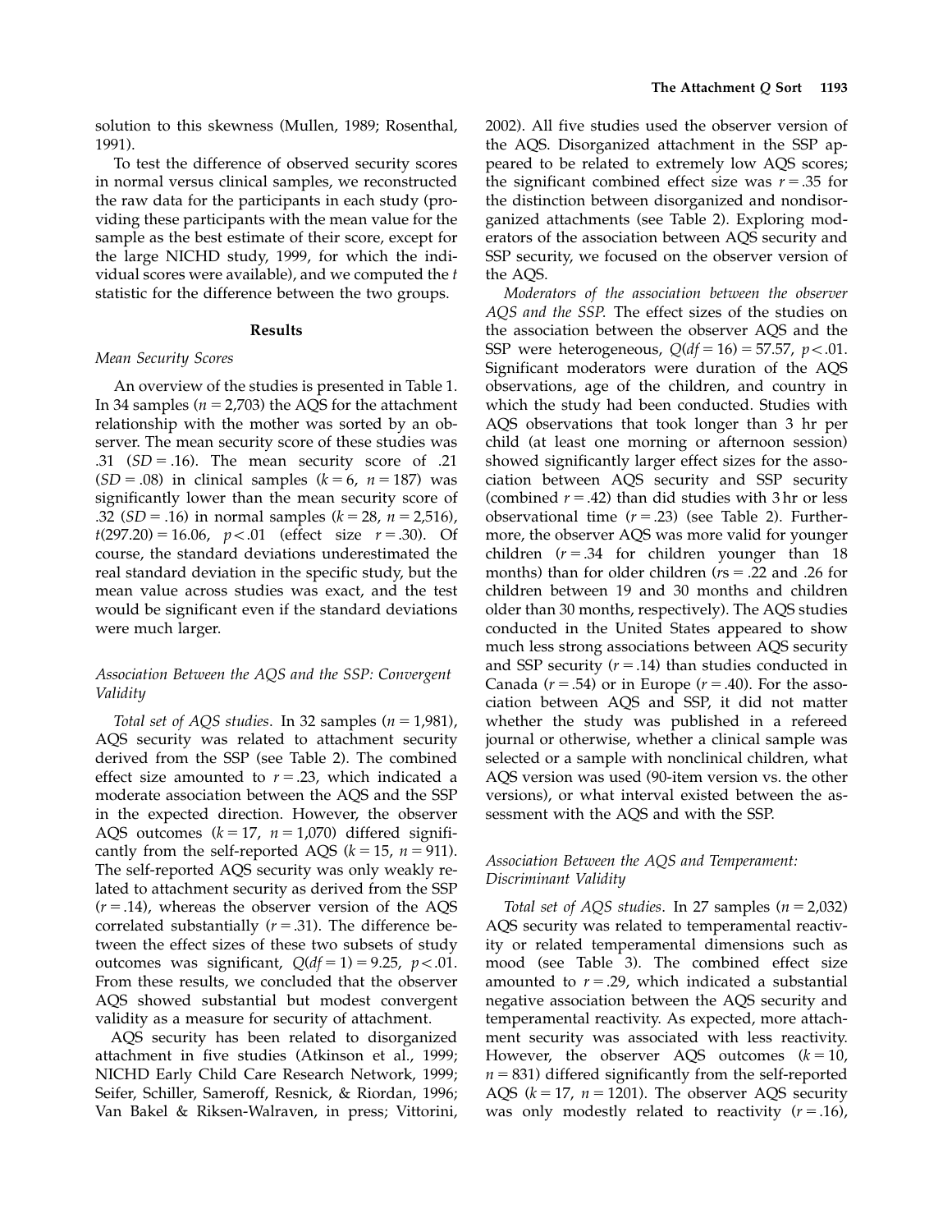solution to this skewness (Mullen, 1989; Rosenthal, 1991).

To test the difference of observed security scores in normal versus clinical samples, we reconstructed the raw data for the participants in each study (providing these participants with the mean value for the sample as the best estimate of their score, except for the large NICHD study, 1999, for which the individual scores were available), and we computed the $t$ statistic for the difference between the two groups.

## Results

### *Mean Security Scores*

An overview of the studies is presented in Table 1. In 34 samples ($n = 2{,}703$) the AQS for the attachment relationship with the mother was sorted by an observer. The mean security score of these studies was .31 ($SD = .16$). The mean security score of .21 ($SD = .08$) in clinical samples ($k = 6$, $n = 187$) was significantly lower than the mean security score of .32 ($SD = .16$) in normal samples ($k = 28$, $n = 2{,}516$), $t(297.20) = 16.06$, $p < .01$ (effect size $r = .30$). Of course, the standard deviations underestimated the real standard deviation in the specific study, but the mean value across studies was exact, and the test would be significant even if the standard deviations were much larger.

### *Association Between the AQS and the SSP: Convergent Validity*

*Total set of AQS studies*. In 32 samples ($n = 1{,}981$), AQS security was related to attachment security derived from the SSP (see Table 2). The combined effect size amounted to $r = .23$, which indicated a moderate association between the AQS and the SSP in the expected direction. However, the observer AQS outcomes ($k = 17$, $n = 1{,}070$) differed significantly from the self-reported AQS ($k = 15$, $n = 911$). The self-reported AQS security was only weakly related to attachment security as derived from the SSP ($r = .14$), whereas the observer version of the AQS correlated substantially ($r = .31$). The difference between the effect sizes of these two subsets of study outcomes was significant, $Q(df = 1) = 9.25$, $p < .01$. From these results, we concluded that the observer AQS showed substantial but modest convergent validity as a measure for security of attachment.

AQS security has been related to disorganized attachment in five studies (Atkinson et al., 1999; NICHD Early Child Care Research Network, 1999; Seifer, Schiller, Sameroff, Resnick, & Riordan, 1996; Van Bakel & Riksen-Walraven, in press; Vittorini, 2002). All five studies used the observer version of the AQS. Disorganized attachment in the SSP appeared to be related to extremely low AQS scores; the significant combined effect size was $r = .35$ for the distinction between disorganized and nondisorganized attachments (see Table 2). Exploring moderators of the association between AQS security and SSP security, we focused on the observer version of the AQS.

*Moderators of the association between the observer AQS and the SSP*. The effect sizes of the studies on the association between the observer AQS and the SSP were heterogeneous, $Q(df = 16) = 57.57$, $p < .01$. Significant moderators were duration of the AQS observations, age of the children, and country in which the study had been conducted. Studies with AQS observations that took longer than 3 hr per child (at least one morning or afternoon session) showed significantly larger effect sizes for the association between AQS security and SSP security (combined $r = .42$) than did studies with 3 hr or less observational time ($r = .23$) (see Table 2). Furthermore, the observer AQS was more valid for younger children ($r = .34$ for children younger than 18 months) than for older children ($r$s $= .22$ and $.26$ for children between 19 and 30 months and children older than 30 months, respectively). The AQS studies conducted in the United States appeared to show much less strong associations between AQS security and SSP security ($r = .14$) than studies conducted in Canada ($r = .54$) or in Europe ($r = .40$). For the association between AQS and SSP, it did not matter whether the study was published in a refereed journal or otherwise, whether a clinical sample was selected or a sample with nonclinical children, what AQS version was used (90-item version vs. the other versions), or what interval existed between the assessment with the AQS and with the SSP.

### *Association Between the AQS and Temperament: Discriminant Validity*

*Total set of AQS studies*. In 27 samples ($n = 2{,}032$) AQS security was related to temperamental reactivity or related temperamental dimensions such as mood (see Table 3). The combined effect size amounted to $r = .29$, which indicated a substantial negative association between the AQS security and temperamental reactivity. As expected, more attachment security was associated with less reactivity. However, the observer AQS outcomes ($k = 10$, $n = 831$) differed significantly from the self-reported AQS ($k = 17$, $n = 1201$). The observer AQS security was only modestly related to reactivity ($r = .16$),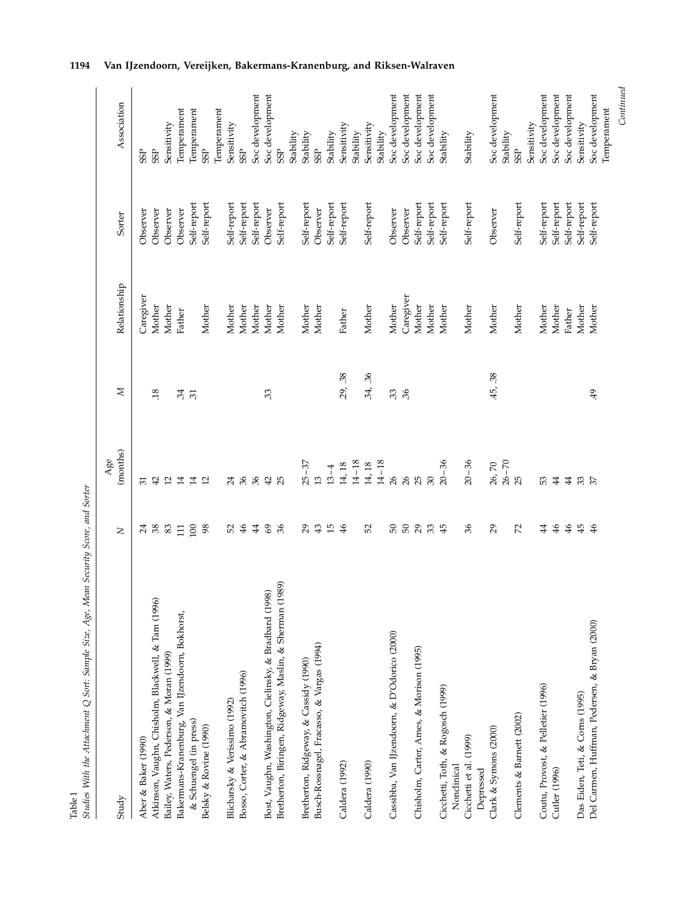Table 1
*Studies With the Attachment Q Sort: Sample Size, Age, Mean Security Score, and Sorter*

| Study | *N* | Age (months) | *M* | Relationship | Sorter | Association |
|---|---|---|---|---|---|---|
| Aber & Baker (1990) | 24 | 31 | | Caregiver | Observer | SSP |
| Atkinson, Vaughn, Chisholm, Blackwell, & Tam (1996) | 38 | 42 | .18 | Mother | Observer | SSP |
| Bailey, Waters, Pederson, & Moran (1999) | 83 | 12 | | Mother | Observer | Sensitivity |
| Bakermans-Kranenburg, Van IJzendoorn, Bokhorst, | 111 | 14 | .34 | Father | Observer | Temperament |
| & Schuengel (in press) | 100 | 14 | .31 | | Self-report | Temperament |
| Belsky & Rovine (1990) | 98 | 12 | | Mother | Self-report | SSP |
| | | | | | | Temperament |
| Blicharsky & Verissimo (1992) | 52 | 24 | | Mother | Self-report | Sensitivity |
| Bosso, Corter, & Abramovitch (1996) | 46 | 36 | | Mother | Self-report | SSP |
| | 44 | 36 | | Mother | Self-report | Soc development |
| Bost, Vaughn, Washington, Cielinsky, & Bradbard (1998) | 69 | 42 | .33 | Mother | Observer | Soc development |
| Bretherton, Biringen, Ridgeway, Maslin, & Sherman (1989) | 36 | 25 | | Mother | Self-report | SSP |
| | | | | | | Stability |
| Bretherton, Ridgeway, & Cassidy (1990) | 29 | 25–37 | | Mother | Self-report | Stability |
| Busch-Rossnagel, Fracasso, & Vargas (1994) | 43 | 13 | | Mother | Observer | SSP |
| | 15 | 13–4 | | | Self-report | Stability |
| Caldera (1992) | 46 | 14, 18 | .29, .38 | Father | Self-report | Sensitivity |
| | | 14–18 | | | | Stability |
| Caldera (1990) | 52 | 14, 18 | .34, .36 | Mother | Self-report | Sensitivity |
| | | 14–18 | | | | Stability |
| Cassibba, Van IJzendoorn, & D'Odorico (2000) | 50 | 26 | .33 | Mother | Observer | Soc development |
| | 50 | 26 | .36 | Caregiver | Observer | Soc development |
| Chisholm, Carter, Ames, & Morison (1995) | 29 | 25 | | Mother | Self-report | Soc development |
| | 33 | 30 | | Mother | Self-report | Soc development |
| Cicchetti, Toth, & Rogosch (1999) | 45 | 20–36 | | Mother | Self-report | Stability |
| Nonclinical | | | | | | |
| Cicchetti et al. (1999) | 36 | 20–36 | | Mother | Self-report | Stability |
| Depressed | | | | | | |
| Clark & Symons (2000) | 29 | 26, 70 | .45, .38 | Mother | Observer | Soc development |
| | | 26–70 | | | | Stability |
| Clements & Barnett (2002) | 72 | 25 | | Mother | Self-report | SSP |
| | | | | | | Sensitivity |
| Coutu, Provost, & Pelletier (1996) | 44 | 53 | | Mother | Self-report | Soc development |
| Cutler (1996) | 46 | 44 | | Mother | Self-report | Soc development |
| | 46 | 44 | | Father | Self-report | Soc development |
| Das Eiden, Teti, & Corns (1995) | 45 | 33 | | Mother | Self-report | Sensitivity |
| Del Carmen, Huffman, Pedersen, & Bryan (2000) | 46 | 37 | .49 | Mother | Self-report | Soc development |
| | | | | | | Temperament |

*Continued*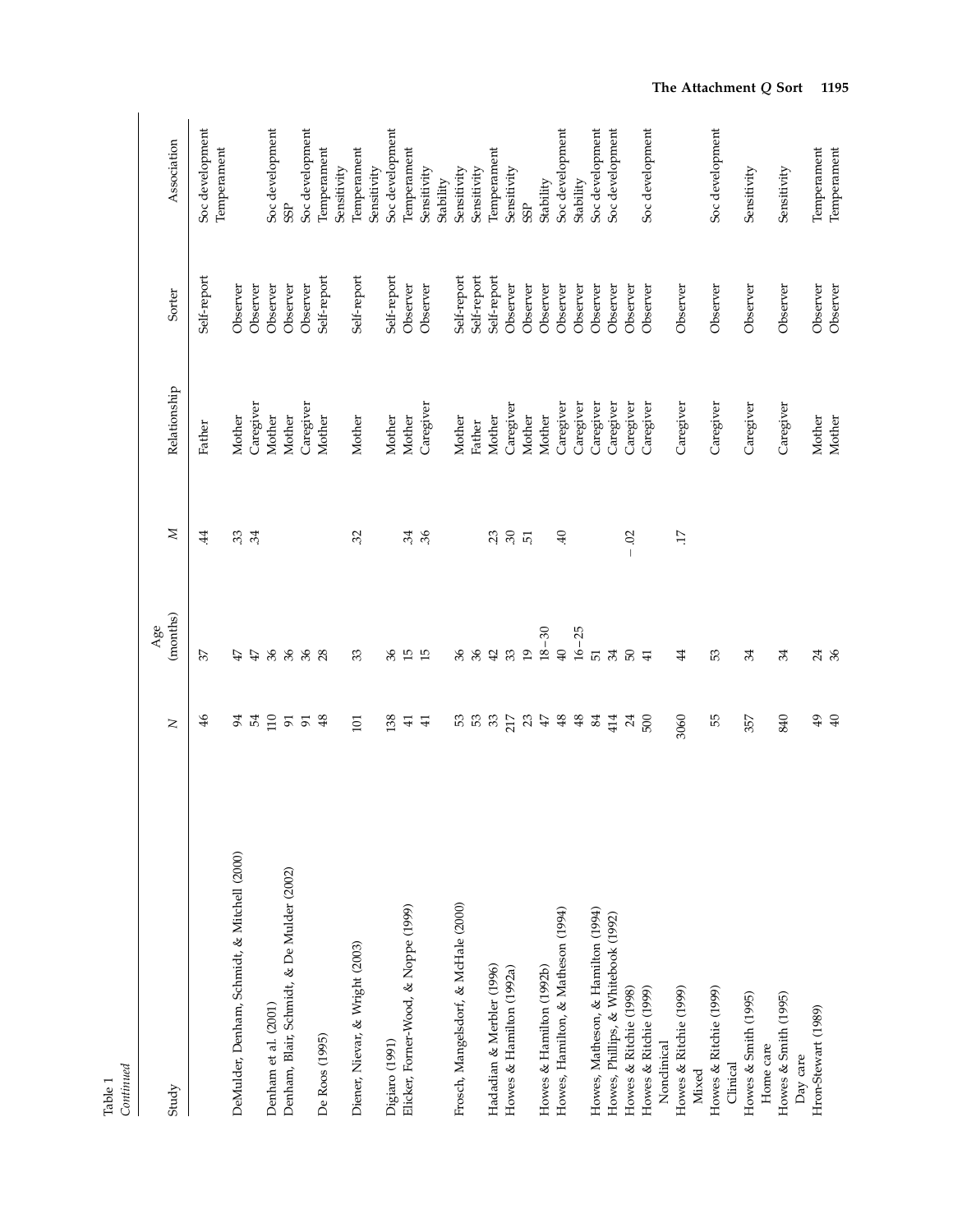Table 1
*Continued*

| Study | N | Age (months) | M | Relationship | Sorter | Association |
|---|---|---|---|---|---|---|
| | 46 | 37 | .44 | Father | Self-report | Soc development |
| | | | | | | Temperament |
| DeMulder, Denham, Schmidt, & Mitchell (2000) | 94 | 47 | .33 | Mother | Observer | |
| | 54 | 47 | .34 | Caregiver | Observer | |
| Denham et al. (2001) | 110 | 36 | | Mother | Observer | Soc development |
| Denham, Blair, Schmidt, & De Mulder (2002) | 91 | 36 | | Mother | Observer | SSP |
| | 91 | 36 | | Caregiver | Observer | Soc development |
| De Roos (1995) | 48 | 28 | | Mother | Self-report | Temperament |
| | | | | | | Sensitivity |
| Diener, Nievar, & Wright (2003) | 101 | 33 | .32 | Mother | Self-report | Temperament |
| | | | | | | Sensitivity |
| Digiaro (1991) | 138 | 36 | | Mother | Self-report | Soc development |
| Elicker, Fortner-Wood, & Noppe (1999) | 41 | 15 | .34 | Mother | Observer | Temperament |
| | 41 | 15 | .36 | Caregiver | Observer | Sensitivity |
| | | | | | | Stability |
| Frosch, Mangelsdorf, & McHale (2000) | 53 | 36 | | Mother | Self-report | Sensitivity |
| | 53 | 36 | | Father | Self-report | Sensitivity |
| Hadadian & Merbler (1996) | 33 | 42 | .23 | Mother | Self-report | Temperament |
| Howes & Hamilton (1992a) | 217 | 33 | .30 | Caregiver | Observer | Sensitivity |
| | 23 | 19 | .51 | Mother | Observer | SSP |
| Howes & Hamilton (1992b) | 47 | 18–30 | | Mother | Observer | Stability |
| Howes, Hamilton, & Matheson (1994) | 48 | 40 | .40 | Caregiver | Observer | Soc development |
| | 48 | 16–25 | | Caregiver | Observer | Stability |
| Howes, Matheson, & Hamilton (1994) | 84 | 51 | | Caregiver | Observer | Soc development |
| Howes, Phillips, & Whitebook (1992) | 414 | 34 | | Caregiver | Observer | Soc development |
| Howes & Ritchie (1998) | 24 | 50 | −.02 | Caregiver | Observer | |
| Howes & Ritchie (1999) | 500 | 41 | | Caregiver | Observer | Soc development |
| Nonclinical | | | | | | |
| Howes & Ritchie (1999) | 3060 | 44 | .17 | Caregiver | Observer | |
| Mixed | | | | | | |
| Howes & Ritchie (1999) | 55 | 53 | | Caregiver | Observer | Soc development |
| Clinical | | | | | | |
| Howes & Smith (1995) | 357 | 34 | | Caregiver | Observer | Sensitivity |
| Home care | | | | | | |
| Howes & Smith (1995) | 840 | 34 | | Caregiver | Observer | Sensitivity |
| Day care | | | | | | |
| Hron-Stewart (1989) | 49 | 24 | | Mother | Observer | Temperament |
| | 40 | 36 | | Mother | Observer | Temperament |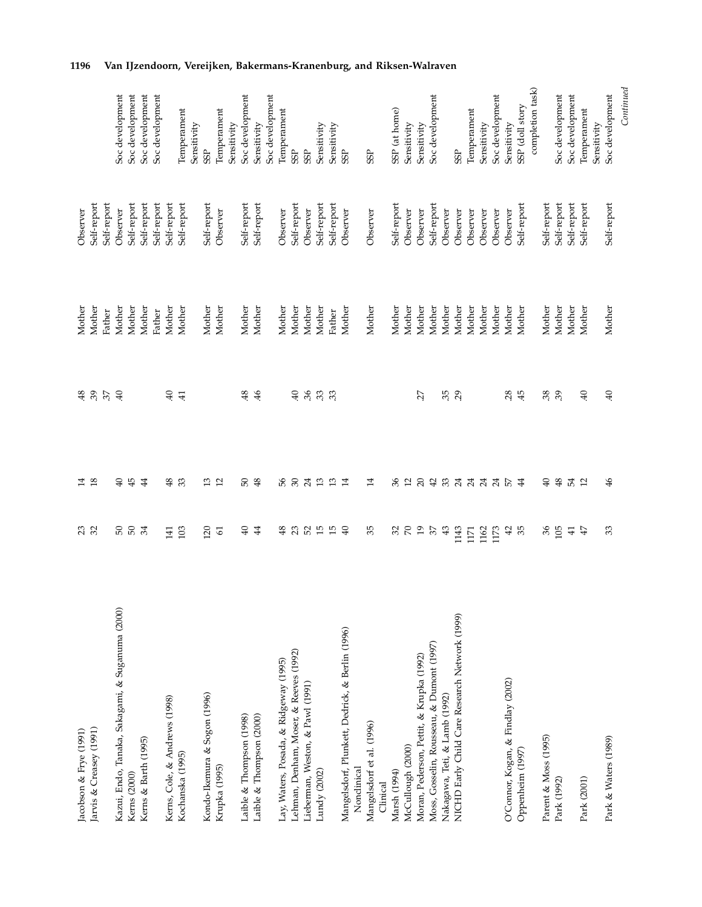| | | | | | | |
|---|---|---|---|---|---|---|
| Jacobson & Frye (1991) | 23 | 14 | .48 | Mother | Observer | |
| Jarvis & Creasey (1991) | 32 | 18 | .39 | Mother | Self-report | |
| | | | .37 | Father | Self-report | |
| Kazui, Endo, Tanaka, Sakagami, & Suganuma (2000) | 50 | 40 | .40 | Mother | Observer | Soc development |
| Kerns (2000) | 50 | 45 | | Mother | Self-report | Soc development |
| Kerns & Barth (1995) | 34 | 44 | | Mother | Self-report | Soc development |
| | | | | Father | Self-report | Soc development |
| Kerns, Cole, & Andrews (1998) | 141 | 48 | .40 | Mother | Self-report | |
| Kochanska (1995) | 103 | 33 | .41 | Mother | Self-report | Temperament |
| | | | | | | Sensitivity |
| Kondo-Ikemura & Sogon (1996) | 120 | 13 | | Mother | Self-report | SSP |
| Krupka (1995) | 61 | 12 | | Mother | Observer | Temperament |
| | | | | | | Sensitivity |
| Laible & Thompson (1998) | 40 | 50 | .48 | Mother | Self-report | Soc development |
| Laible & Thompson (2000) | 44 | 48 | .46 | Mother | Self-report | Sensitivity |
| | | | | | | Soc development |
| Lay, Waters, Posada, & Ridgeway (1995) | 48 | 56 | | Mother | Observer | Temperament |
| Lehman, Denham, Moser, & Reeves (1992) | 23 | 30 | .40 | Mother | Self-report | SSP |
| Lieberman, Weston, & Pawl (1991) | 52 | 24 | .36 | Mother | Observer | SSP |
| Lundy (2002) | 15 | 13 | .33 | Mother | Self-report | Sensitivity |
| | 15 | 13 | .33 | Father | Self-report | Sensitivity |
| Mangelsdorf, Plunkett, Dedrick, & Berlin (1996) Nonclinical | 40 | 14 | | Mother | Observer | SSP |
| Mangelsdorf et al. (1996) Clinical | 35 | 14 | | Mother | Observer | SSP |
| Marsh (1994) | 32 | 36 | | Mother | Self-report | SSP (at home) |
| McCullough (2000) | 70 | 12 | | Mother | Observer | Sensitivity |
| Moran, Pederson, Pettit, & Krupka (1992) | 19 | 20 | .27 | Mother | Observer | Sensitivity |
| Moss, Gosselin, Rousseau, & Dumont (1997) | 37 | 42 | | Mother | Self-report | Soc development |
| Nakagawa, Teti, & Lamb (1992) | 43 | 33 | .35 | Mother | Observer | |
| NICHD Early Child Care Research Network (1999) | 1143 | 24 | .29 | Mother | Observer | SSP |
| | 1171 | 24 | | Mother | Observer | Temperament |
| | 1162 | 24 | | Mother | Observer | Sensitivity |
| | 1173 | 24 | | Mother | Observer | Soc development |
| O'Connor, Kogan, & Findlay (2002) | 42 | 57 | .28 | Mother | Observer | Sensitivity |
| Oppenheim (1997) | 35 | 44 | .45 | Mother | Self-report | SSP (doll story completion task) |
| Parent & Moss (1995) | 36 | 40 | .38 | Mother | Self-report | |
| Park (1992) | 105 | 48 | .39 | Mother | Self-report | Soc development |
| | 41 | 54 | | Mother | Self-report | Soc development |
| Park (2001) | 47 | 12 | .40 | Mother | Self-report | Temperament |
| | | | | | | Sensitivity |
| Park & Waters (1989) | 33 | 46 | .40 | Mother | Self-report | Soc development |

*Continued*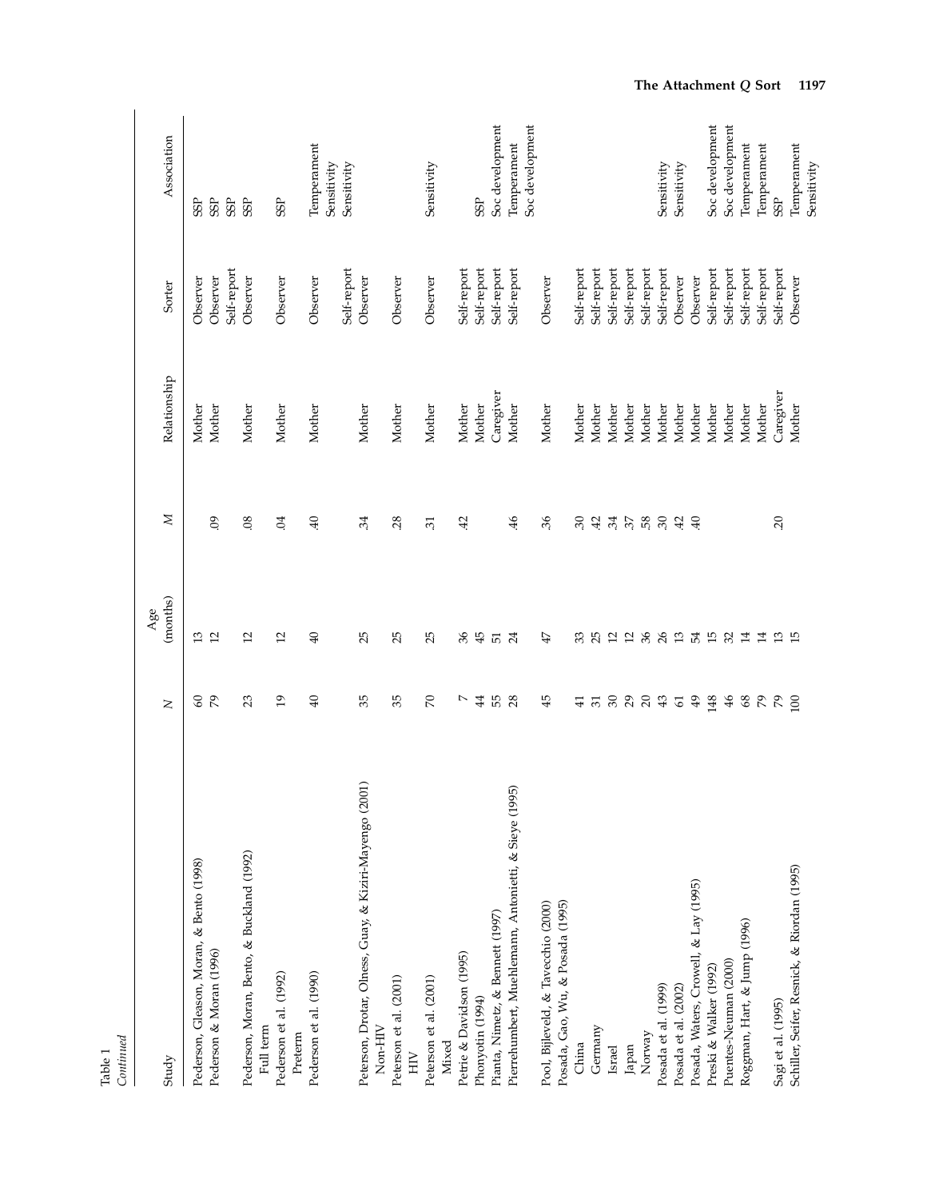Table 1
*Continued*

| Study | N | Age (months) | M | Relationship | Sorter | Association |
|---|---|---|---|---|---|---|
| Pederson, Gleason, Moran, & Bento (1998) | 60 | 13 | | Mother | Observer | SSP |
| Pederson & Moran (1996) | 79 | 12 | .09 | Mother | Observer | SSP |
| | | | | | Self-report | SSP |
| Pederson, Moran, Bento, & Buckland (1992) | 23 | 12 | .08 | Mother | Observer | SSP |
| Full term | | | | | | |
| Pederson et al. (1992) | 19 | 12 | .04 | Mother | Observer | SSP |
| Preterm | | | | | | |
| Pederson et al. (1990) | 40 | 40 | .40 | Mother | Observer | Temperament |
| | | | | | | Sensitivity |
| | | | | | Self-report | Sensitivity |
| Peterson, Drotar, Olness, Guay, & Kiziri-Mayengo (2001) | 35 | 25 | .34 | Mother | Observer | |
| Non-HIV | | | | | | |
| Peterson et al. (2001) | 35 | 25 | .28 | Mother | Observer | |
| HIV | | | | | | |
| Peterson et al. (2001) | 70 | 25 | .31 | Mother | Observer | Sensitivity |
| Mixed | | | | | | |
| Petrie & Davidson (1995) | 7 | 36 | .42 | Mother | Self-report | |
| Phonyotin (1994) | 44 | 45 | | Mother | Self-report | SSP |
| Pianta, Nimetz, & Bennett (1997) | 55 | 51 | | Caregiver | Self-report | Soc development |
| Pierrehumbert, Muehlemann, Antonietti, & Sieye (1995) | 28 | 24 | .46 | Mother | Self-report | Temperament |
| | | | | | | Soc development |
| Pool, Bijleveld, & Tavecchio (2000) | 45 | 47 | .36 | Mother | Observer | |
| Posada, Gao, Wu, & Posada (1995) | | | | | | |
| China | 41 | 33 | .30 | Mother | Self-report | |
| Germany | 31 | 25 | .42 | Mother | Self-report | |
| Israel | 30 | 12 | .34 | Mother | Self-report | |
| Japan | 29 | 12 | .37 | Mother | Self-report | |
| Norway | 20 | 36 | .58 | Mother | Self-report | |
| Posada et al. (1999) | 43 | 26 | .30 | Mother | Self-report | Sensitivity |
| Posada et al. (2002) | 61 | 13 | .42 | Mother | Observer | Sensitivity |
| Posada, Waters, Crowell, & Lay (1995) | 49 | 54 | .40 | Mother | Observer | |
| Preski & Walker (1992) | 148 | 15 | | Mother | Self-report | Soc development |
| Puentes-Neuman (2000) | 46 | 32 | | Mother | Self-report | Soc development |
| Roggman, Hart, & Jump (1996) | 68 | 14 | | Mother | Self-report | Temperament |
| | 79 | 14 | | Mother | Self-report | Temperament |
| Sagi et al. (1995) | 79 | 13 | .20 | Caregiver | Self-report | SSP |
| Schiller, Seifer, Resnick, & Riordan (1995) | 100 | 15 | | Mother | Observer | Temperament |
| | | | | | | Sensitivity |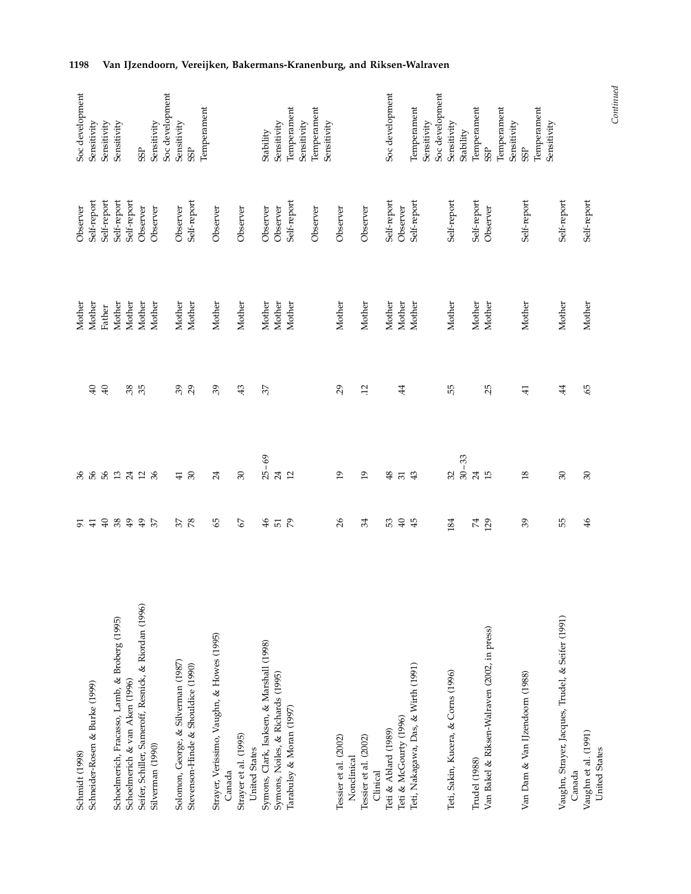| | | | | | | |
|---|---|---|---|---|---|---|
| Schmidt (1998) | 91 | 36 | | Mother | Observer | Soc development |
| Schneider-Rosen & Burke (1999) | 41 | 56 | .40 | Mother | Self-report | Sensitivity |
| | 40 | 56 | .40 | Father | Self-report | Sensitivity |
| Schoelmerich, Fracasso, Lamb, & Broberg (1995) | 38 | 13 | | Mother | Self-report | Sensitivity |
| Schoelmerich & van Aken (1996) | 49 | 24 | .38 | Mother | Self-report | |
| Seifer, Schiller, Sameroff, Resnick, & Riordan (1996) | 49 | 12 | .35 | Mother | Observer | SSP |
| Silverman (1990) | 37 | 36 | | Mother | Observer | Sensitivity |
| | | | | | | Soc development |
| Solomon, George, & Silverman (1987) | 37 | 41 | .39 | Mother | Observer | Sensitivity |
| Stevenson-Hinde & Shouldice (1990) | 78 | 30 | .29 | Mother | Self-report | SSP |
| | | | | | | Temperament |
| Strayer, Verissimo, Vaughn, & Howes (1995) | 65 | 24 | .39 | Mother | Observer | |
| Canada | | | | | | |
| Strayer et al. (1995) | 67 | 30 | .43 | Mother | Observer | |
| United States | | | | | | |
| Symons, Clark, Isaksen, & Marshall (1998) | 46 | 25–69 | .37 | Mother | Observer | Stability |
| Symons, Noiles, & Richards (1995) | 51 | 24 | | Mother | Observer | Sensitivity |
| Tarabulsy & Moran (1997) | 79 | 12 | | Mother | Self-report | Temperament |
| | | | | | | Sensitivity |
| | | | | | Observer | Temperament |
| | | | | | | Sensitivity |
| Tessier et al. (2002) | 26 | 19 | .29 | Mother | Observer | |
| Nonclinical | | | | | | |
| Tessier et al. (2002) | 34 | 19 | .12 | Mother | Observer | |
| Clinical | | | | | | |
| Teti & Ablard (1989) | 53 | 48 | | Mother | Self-report | Soc development |
| Teti & McGourty (1996) | 40 | 31 | .44 | Mother | Observer | |
| Teti, Nakagawa, Das, & Wirth (1991) | 45 | 43 | | Mother | Self-report | Temperament |
| | | | | | | Sensitivity |
| | | | | | | Soc development |
| Teti, Sakin, Kucera, & Corns (1996) | 184 | 32 | .55 | Mother | Self-report | Sensitivity |
| | | 30–33 | | | | Stability |
| Trudel (1988) | 74 | 24 | | Mother | Self-report | Temperament |
| Van Bakel & Riksen-Walraven (2002, in press) | 129 | 15 | .25 | Mother | Observer | SSP |
| | | | | | | Temperament |
| | | | | | | Sensitivity |
| Van Dam & Van IJzendoorn (1988) | 39 | 18 | .41 | Mother | Self-report | SSP |
| | | | | | | Temperament |
| | | | | | | Sensitivity |
| Vaughn, Strayer, Jacques, Trudel, & Seifer (1991) | 55 | 30 | .44 | Mother | Self-report | |
| Canada | | | | | | |
| Vaughn et al. (1991) | 46 | 30 | .65 | Mother | Self-report | |
| United States | | | | | | |

*Continued*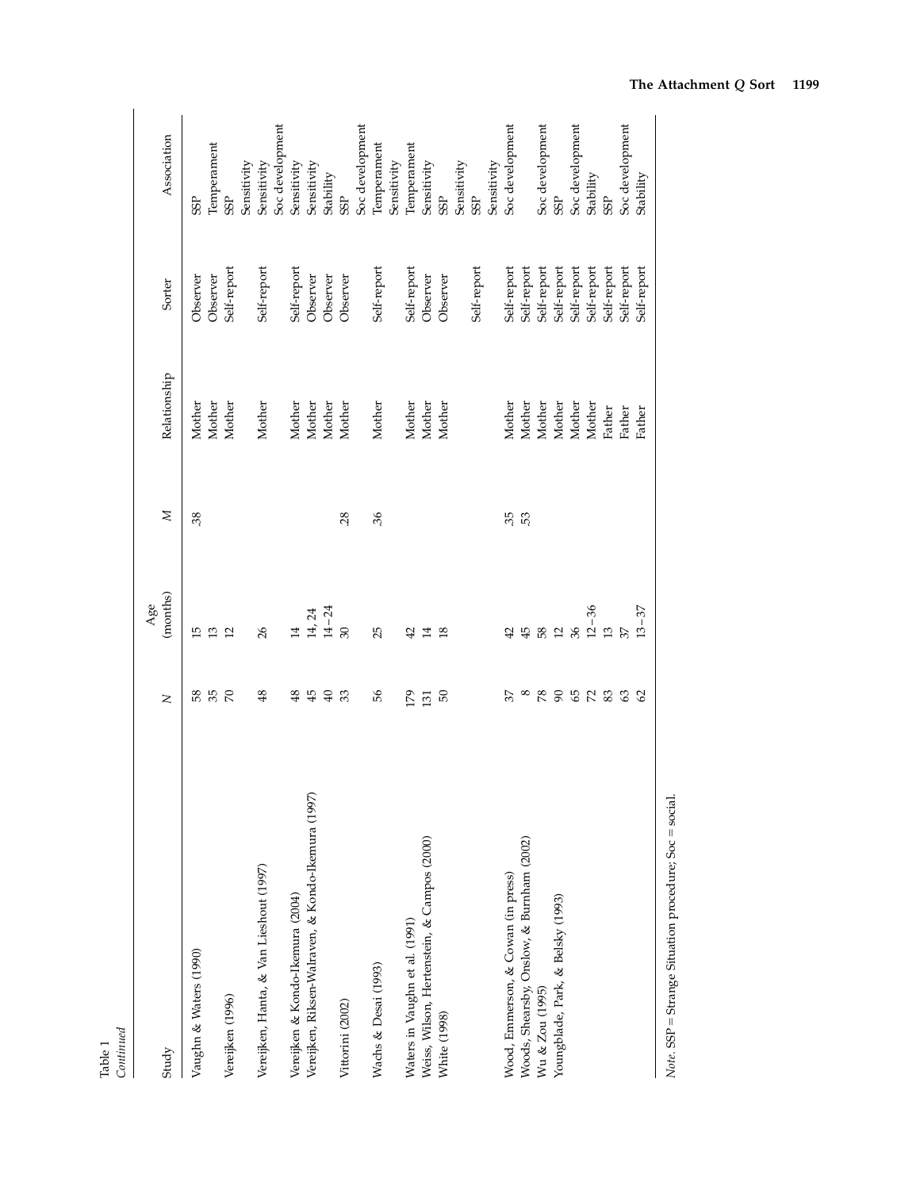Table 1
*Continued*

| Study | $N$ | Age (months) | $M$ | Relationship | Sorter | Association |
|---|---|---|---|---|---|---|
| Vaughn & Waters (1990) | 58 | 15 | .38 | Mother | Observer | SSP |
| | 35 | 13 | | Mother | Observer | Temperament |
| Vereijken (1996) | 70 | 12 | | Mother | Self-report | SSP |
| | | | | | | Sensitivity |
| Vereijken, Hanta, & Van Lieshout (1997) | 48 | 26 | | Mother | Self-report | Sensitivity |
| | | | | | | Soc development |
| Vereijken & Kondo-Ikemura (2004) | 48 | 14 | | Mother | Self-report | Sensitivity |
| Vereijken, Riksen-Walraven, & Kondo-Ikemura (1997) | 45 | 14, 24 | | Mother | Observer | Sensitivity |
| | 40 | 14–24 | | Mother | Observer | Stability |
| Vittorini (2002) | 33 | 30 | .28 | Mother | Observer | SSP |
| | | | | | | Soc development |
| Wachs & Desai (1993) | 56 | 25 | .36 | Mother | Self-report | Temperament |
| | | | | | | Sensitivity |
| Waters in Vaughn et al. (1991) | 179 | 42 | | Mother | Self-report | Temperament |
| Weiss, Wilson, Hertenstein, & Campos (2000) | 131 | 14 | | Mother | Observer | Sensitivity |
| White (1998) | 50 | 18 | | Mother | Observer | SSP |
| | | | | | | Sensitivity |
| | | | | | Self-report | SSP |
| | | | | | | Sensitivity |
| Wood, Emmerson, & Cowan (in press) | 37 | 42 | .35 | Mother | Self-report | Soc development |
| Woods, Shearsby, Onslow, & Burnham (2002) | 8 | 45 | .53 | Mother | Self-report | |
| Wu & Zou (1995) | 78 | 58 | | Mother | Self-report | Soc development |
| Youngblade, Park, & Belsky (1993) | 90 | 12 | | Mother | Self-report | SSP |
| | 65 | 36 | | Mother | Self-report | Soc development |
| | 72 | 12–36 | | Mother | Self-report | Stability |
| | 83 | 13 | | Father | Self-report | SSP |
| | 63 | 37 | | Father | Self-report | Soc development |
| | 62 | 13–37 | | Father | Self-report | Stability |

*Note.* SSP = Strange Situation procedure; Soc = social.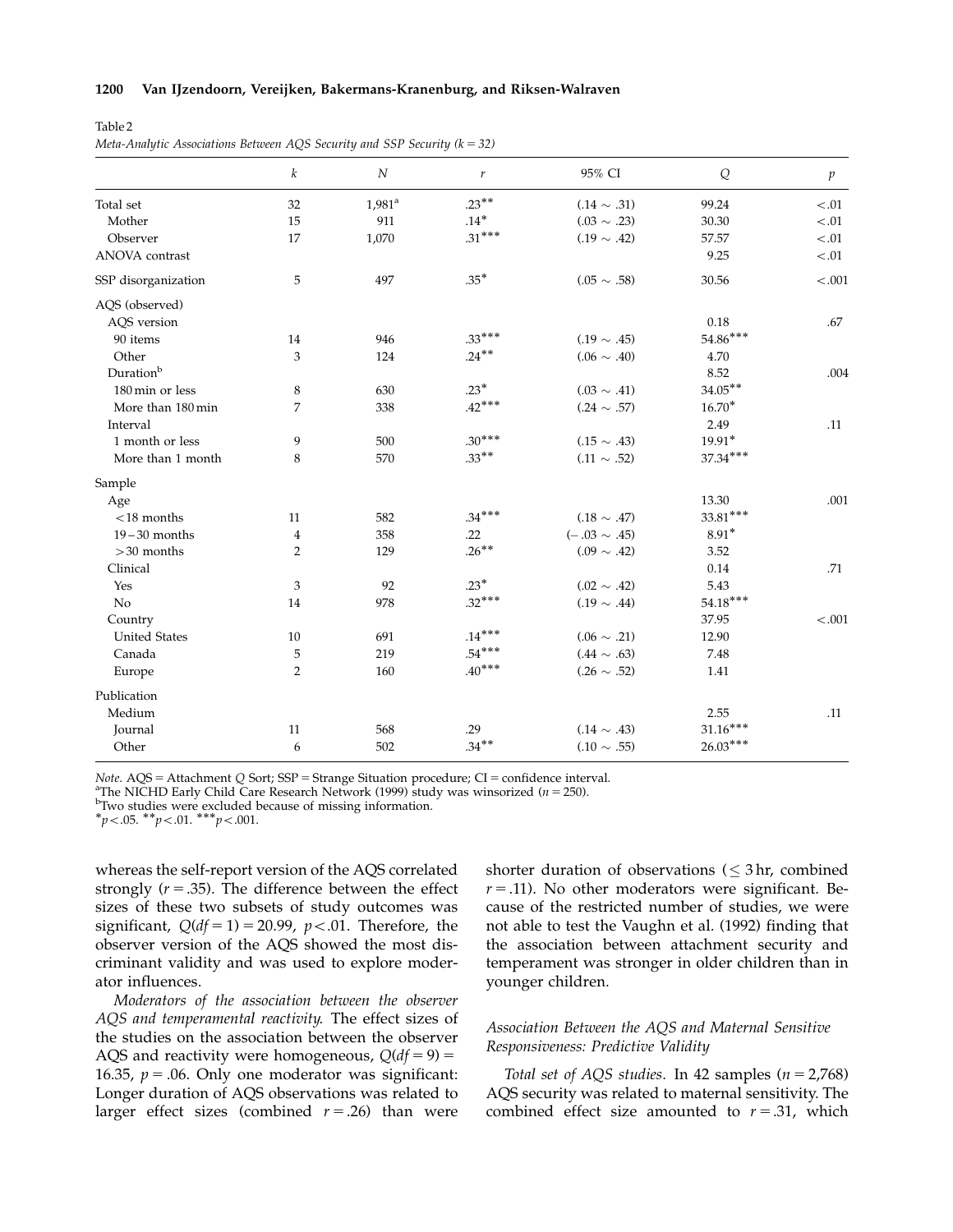Table 2

*Meta-Analytic Associations Between AQS Security and SSP Security (k = 32)*

| | $k$ | $N$ | $r$ | 95% CI | $Q$ | $p$ |
|---|---|---|---|---|---|---|
| Total set | 32 | 1,981[a] | .23** | (.14 ~ .31) | 99.24 | < .01 |
| Mother | 15 | 911 | .14* | (.03 ~ .23) | 30.30 | < .01 |
| Observer | 17 | 1,070 | .31*** | (.19 ~ .42) | 57.57 | < .01 |
| ANOVA contrast | | | | | 9.25 | < .01 |
| SSP disorganization | 5 | 497 | .35* | (.05 ~ .58) | 30.56 | < .001 |
| AQS (observed) | | | | | | |
| AQS version | | | | | 0.18 | .67 |
| 90 items | 14 | 946 | .33*** | (.19 ~ .45) | 54.86*** | |
| Other | 3 | 124 | .24** | (.06 ~ .40) | 4.70 | |
| Duration[b] | | | | | 8.52 | .004 |
| 180 min or less | 8 | 630 | .23* | (.03 ~ .41) | 34.05** | |
| More than 180 min | 7 | 338 | .42*** | (.24 ~ .57) | 16.70* | |
| Interval | | | | | 2.49 | .11 |
| 1 month or less | 9 | 500 | .30*** | (.15 ~ .43) | 19.91* | |
| More than 1 month | 8 | 570 | .33** | (.11 ~ .52) | 37.34*** | |
| Sample | | | | | | |
| Age | | | | | 13.30 | .001 |
| < 18 months | 11 | 582 | .34*** | (.18 ~ .47) | 33.81*** | |
| 19 – 30 months | 4 | 358 | .22 | (– .03 ~ .45) | 8.91* | |
| > 30 months | 2 | 129 | .26** | (.09 ~ .42) | 3.52 | |
| Clinical | | | | | 0.14 | .71 |
| Yes | 3 | 92 | .23* | (.02 ~ .42) | 5.43 | |
| No | 14 | 978 | .32*** | (.19 ~ .44) | 54.18*** | |
| Country | | | | | 37.95 | < .001 |
| United States | 10 | 691 | .14*** | (.06 ~ .21) | 12.90 | |
| Canada | 5 | 219 | .54*** | (.44 ~ .63) | 7.48 | |
| Europe | 2 | 160 | .40*** | (.26 ~ .52) | 1.41 | |
| Publication | | | | | | |
| Medium | | | | | 2.55 | .11 |
| Journal | 11 | 568 | .29 | (.14 ~ .43) | 31.16*** | |
| Other | 6 | 502 | .34** | (.10 ~ .55) | 26.03*** | |

*Note*. AQS = Attachment *Q* Sort; SSP = Strange Situation procedure; CI = confidence interval.
[a]The NICHD Early Child Care Research Network (1999) study was winsorized ($n = 250$).
[b]Two studies were excluded because of missing information.
*$p < .05$. **$p < .01$. ***$p < .001$.

whereas the self-report version of the AQS correlated strongly ($r = .35$). The difference between the effect sizes of these two subsets of study outcomes was significant, $Q(df = 1) = 20.99$, $p < .01$. Therefore, the observer version of the AQS showed the most discriminant validity and was used to explore moderator influences.

*Moderators of the association between the observer AQS and temperamental reactivity.* The effect sizes of the studies on the association between the observer AQS and reactivity were homogeneous, $Q(df = 9) = 16.35$, $p = .06$. Only one moderator was significant: Longer duration of AQS observations was related to larger effect sizes (combined $r = .26$) than were shorter duration of observations ($\leq 3$ hr, combined $r = .11$). No other moderators were significant. Because of the restricted number of studies, we were not able to test the Vaughn et al. (1992) finding that the association between attachment security and temperament was stronger in older children than in younger children.

### *Association Between the AQS and Maternal Sensitive Responsiveness: Predictive Validity*

*Total set of AQS studies*. In 42 samples ($n = 2{,}768$) AQS security was related to maternal sensitivity. The combined effect size amounted to $r = .31$, which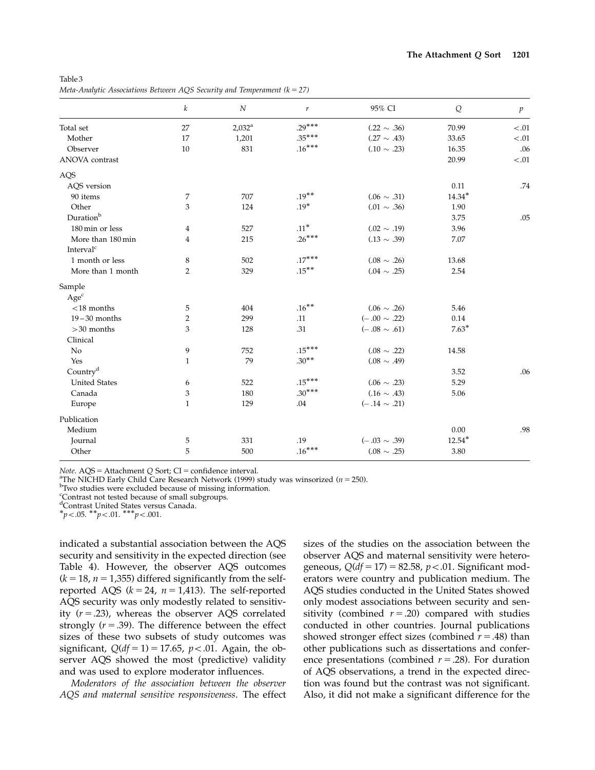Table 3

*Meta-Analytic Associations Between AQS Security and Temperament (k = 27)*

| | $k$ | $N$ | $r$ | 95% CI | $Q$ | $p$ |
|---|---|---|---|---|---|---|
| Total set | 27 | 2,032[a] | .29*** | (.22 ∼ .36) | 70.99 | <.01 |
| Mother | 17 | 1,201 | .35*** | (.27 ∼ .43) | 33.65 | <.01 |
| Observer | 10 | 831 | .16*** | (.10 ∼ .23) | 16.35 | .06 |
| ANOVA contrast | | | | | 20.99 | <.01 |
| AQS | | | | | | |
| AQS version | | | | | 0.11 | .74 |
| 90 items | 7 | 707 | .19** | (.06 ∼ .31) | 14.34* | |
| Other | 3 | 124 | .19* | (.01 ∼ .36) | 1.90 | |
| Duration[b] | | | | | 3.75 | .05 |
| 180 min or less | 4 | 527 | .11* | (.02 ∼ .19) | 3.96 | |
| More than 180 min | 4 | 215 | .26*** | (.13 ∼ .39) | 7.07 | |
| Interval[c] | | | | | | |
| 1 month or less | 8 | 502 | .17*** | (.08 ∼ .26) | 13.68 | |
| More than 1 month | 2 | 329 | .15** | (.04 ∼ .25) | 2.54 | |
| Sample | | | | | | |
| Age[c] | | | | | | |
| <18 months | 5 | 404 | .16** | (.06 ∼ .26) | 5.46 | |
| 19–30 months | 2 | 299 | .11 | (−.00 ∼ .22) | 0.14 | |
| >30 months | 3 | 128 | .31 | (−.08 ∼ .61) | 7.63* | |
| Clinical | | | | | | |
| No | 9 | 752 | .15*** | (.08 ∼ .22) | 14.58 | |
| Yes | 1 | 79 | .30** | (.08 ∼ .49) | | |
| Country[d] | | | | | 3.52 | .06 |
| United States | 6 | 522 | .15*** | (.06 ∼ .23) | 5.29 | |
| Canada | 3 | 180 | .30*** | (.16 ∼ .43) | 5.06 | |
| Europe | 1 | 129 | .04 | (−.14 ∼ .21) | | |
| Publication | | | | | | |
| Medium | | | | | 0.00 | .98 |
| Journal | 5 | 331 | .19 | (−.03 ∼ .39) | 12.54* | |
| Other | 5 | 500 | .16*** | (.08 ∼ .25) | 3.80 | |

*Note.* AQS = Attachment *Q* Sort; CI = confidence interval.
[a]The NICHD Early Child Care Research Network (1999) study was winsorized ($n = 250$).
[b]Two studies were excluded because of missing information.
[c]Contrast not tested because of small subgroups.
[d]Contrast United States versus Canada.
*$p < .05$. **$p < .01$. ***$p < .001$.

indicated a substantial association between the AQS security and sensitivity in the expected direction (see Table 4). However, the observer AQS outcomes ($k = 18$, $n = 1{,}355$) differed significantly from the self-reported AQS ($k = 24$, $n = 1{,}413$). The self-reported AQS security was only modestly related to sensitivity ($r = .23$), whereas the observer AQS correlated strongly ($r = .39$). The difference between the effect sizes of these two subsets of study outcomes was significant, $Q(df = 1) = 17.65$, $p < .01$. Again, the observer AQS showed the most (predictive) validity and was used to explore moderator influences.

*Moderators of the association between the observer AQS and maternal sensitive responsiveness.* The effect sizes of the studies on the association between the observer AQS and maternal sensitivity were heterogeneous, $Q(df = 17) = 82.58$, $p < .01$. Significant moderators were country and publication medium. The AQS studies conducted in the United States showed only modest associations between security and sensitivity (combined $r = .20$) compared with studies conducted in other countries. Journal publications showed stronger effect sizes (combined $r = .48$) than other publications such as dissertations and conference presentations (combined $r = .28$). For duration of AQS observations, a trend in the expected direction was found but the contrast was not significant. Also, it did not make a significant difference for the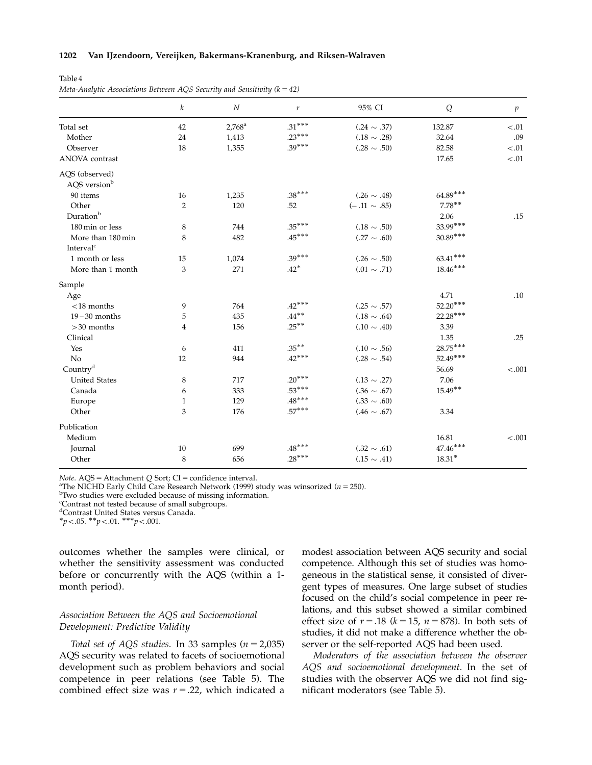Table 4

*Meta-Analytic Associations Between AQS Security and Sensitivity (k = 42)*

| | $k$ | $N$ | $r$ | 95% CI | $Q$ | $p$ |
|---|---|---|---|---|---|---|
| Total set | 42 | 2,768[a] | .31*** | (.24 ~ .37) | 132.87 | <.01 |
| Mother | 24 | 1,413 | .23*** | (.18 ~ .28) | 32.64 | .09 |
| Observer | 18 | 1,355 | .39*** | (.28 ~ .50) | 82.58 | <.01 |
| ANOVA contrast | | | | | 17.65 | <.01 |
| AQS (observed) | | | | | | |
| AQS version[b] | | | | | | |
| 90 items | 16 | 1,235 | .38*** | (.26 ~ .48) | 64.89*** | |
| Other | 2 | 120 | .52 | (−.11 ~ .85) | 7.78** | |
| Duration[b] | | | | | 2.06 | .15 |
| 180 min or less | 8 | 744 | .35*** | (.18 ~ .50) | 33.99*** | |
| More than 180 min | 8 | 482 | .45*** | (.27 ~ .60) | 30.89*** | |
| Interval[c] | | | | | | |
| 1 month or less | 15 | 1,074 | .39*** | (.26 ~ .50) | 63.41*** | |
| More than 1 month | 3 | 271 | .42* | (.01 ~ .71) | 18.46*** | |
| Sample | | | | | | |
| Age | | | | | 4.71 | .10 |
| <18 months | 9 | 764 | .42*** | (.25 ~ .57) | 52.20*** | |
| 19–30 months | 5 | 435 | .44** | (.18 ~ .64) | 22.28*** | |
| >30 months | 4 | 156 | .25** | (.10 ~ .40) | 3.39 | |
| Clinical | | | | | 1.35 | .25 |
| Yes | 6 | 411 | .35** | (.10 ~ .56) | 28.75*** | |
| No | 12 | 944 | .42*** | (.28 ~ .54) | 52.49*** | |
| Country[d] | | | | | 56.69 | <.001 |
| United States | 8 | 717 | .20*** | (.13 ~ .27) | 7.06 | |
| Canada | 6 | 333 | .53*** | (.36 ~ .67) | 15.49** | |
| Europe | 1 | 129 | .48*** | (.33 ~ .60) | | |
| Other | 3 | 176 | .57*** | (.46 ~ .67) | 3.34 | |
| Publication | | | | | | |
| Medium | | | | | 16.81 | <.001 |
| Journal | 10 | 699 | .48*** | (.32 ~ .61) | 47.46*** | |
| Other | 8 | 656 | .28*** | (.15 ~ .41) | 18.31* | |

*Note.* AQS = Attachment *Q* Sort; CI = confidence interval.
[a]The NICHD Early Child Care Research Network (1999) study was winsorized ($n = 250$).
[b]Two studies were excluded because of missing information.
[c]Contrast not tested because of small subgroups.
[d]Contrast United States versus Canada.
*$p < .05$. **$p < .01$. ***$p < .001$.

outcomes whether the samples were clinical, or whether the sensitivity assessment was conducted before or concurrently with the AQS (within a 1-month period).

### Association Between the AQS and Socioemotional Development: Predictive Validity

*Total set of AQS studies.* In 33 samples ($n = 2{,}035$) AQS security was related to facets of socioemotional development such as problem behaviors and social competence in peer relations (see Table 5). The combined effect size was $r = .22$, which indicated a modest association between AQS security and social competence. Although this set of studies was homogeneous in the statistical sense, it consisted of divergent types of measures. One large subset of studies focused on the child's social competence in peer relations, and this subset showed a similar combined effect size of $r = .18$ ($k = 15$, $n = 878$). In both sets of studies, it did not make a difference whether the observer or the self-reported AQS had been used.

*Moderators of the association between the observer AQS and socioemotional development.* In the set of studies with the observer AQS we did not find significant moderators (see Table 5).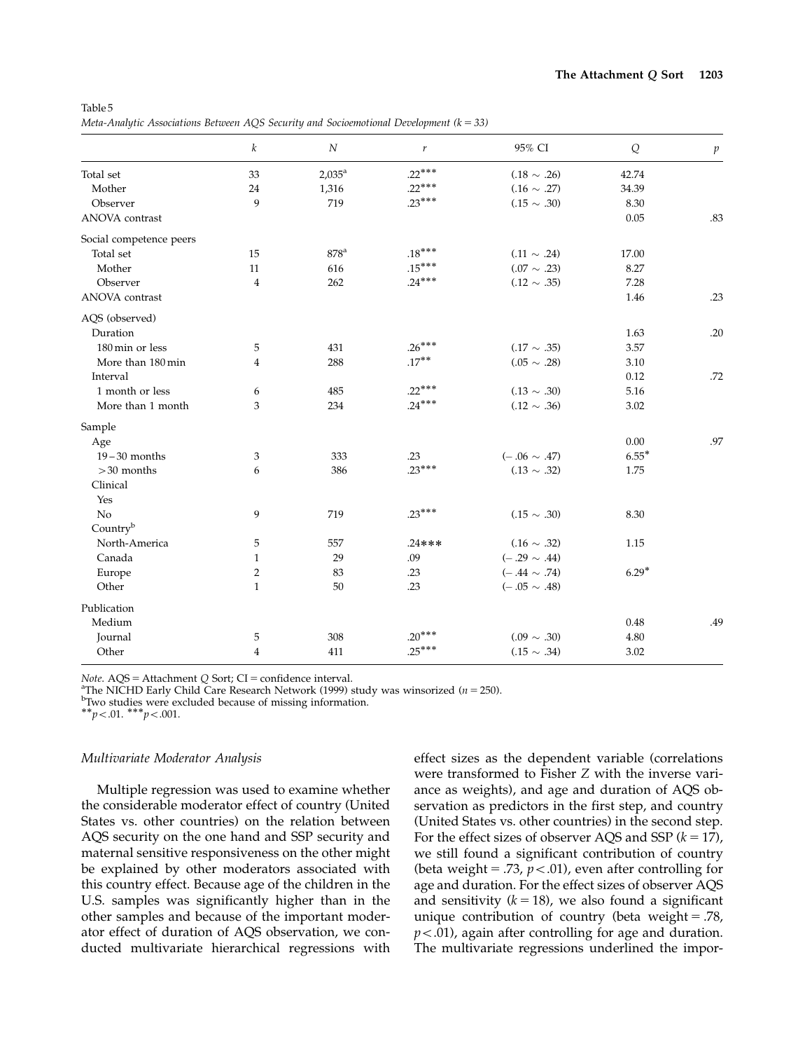Table 5
*Meta-Analytic Associations Between AQS Security and Socioemotional Development (k = 33)*

| | $k$ | $N$ | $r$ | 95% CI | $Q$ | $p$ |
|---|---|---|---|---|---|---|
| Total set | 33 | 2,035[a] | .22*** | (.18 ~ .26) | 42.74 | |
| Mother | 24 | 1,316 | .22*** | (.16 ~ .27) | 34.39 | |
| Observer | 9 | 719 | .23*** | (.15 ~ .30) | 8.30 | |
| ANOVA contrast | | | | | 0.05 | .83 |
| Social competence peers | | | | | | |
| Total set | 15 | 878[a] | .18*** | (.11 ~ .24) | 17.00 | |
| Mother | 11 | 616 | .15*** | (.07 ~ .23) | 8.27 | |
| Observer | 4 | 262 | .24*** | (.12 ~ .35) | 7.28 | |
| ANOVA contrast | | | | | 1.46 | .23 |
| AQS (observed) | | | | | | |
| Duration | | | | | 1.63 | .20 |
| 180 min or less | 5 | 431 | .26*** | (.17 ~ .35) | 3.57 | |
| More than 180 min | 4 | 288 | .17** | (.05 ~ .28) | 3.10 | |
| Interval | | | | | 0.12 | .72 |
| 1 month or less | 6 | 485 | .22*** | (.13 ~ .30) | 5.16 | |
| More than 1 month | 3 | 234 | .24*** | (.12 ~ .36) | 3.02 | |
| Sample | | | | | | |
| Age | | | | | 0.00 | .97 |
| 19 – 30 months | 3 | 333 | .23 | (−.06 ~ .47) | 6.55* | |
| >30 months | 6 | 386 | .23*** | (.13 ~ .32) | 1.75 | |
| Clinical | | | | | | |
| Yes | | | | | | |
| No | 9 | 719 | .23*** | (.15 ~ .30) | 8.30 | |
| Country[b] | | | | | | |
| North-America | 5 | 557 | .24*** | (.16 ~ .32) | 1.15 | |
| Canada | 1 | 29 | .09 | (−.29 ~ .44) | | |
| Europe | 2 | 83 | .23 | (−.44 ~ .74) | 6.29* | |
| Other | 1 | 50 | .23 | (−.05 ~ .48) | | |
| Publication | | | | | | |
| Medium | | | | | 0.48 | .49 |
| Journal | 5 | 308 | .20*** | (.09 ~ .30) | 4.80 | |
| Other | 4 | 411 | .25*** | (.15 ~ .34) | 3.02 | |

*Note.* AQS = Attachment *Q* Sort; CI = confidence interval.
[a]The NICHD Early Child Care Research Network (1999) study was winsorized ($n = 250$).
[b]Two studies were excluded because of missing information.
$^{**}p < .01$. $^{***}p < .001$.

### *Multivariate Moderator Analysis*

Multiple regression was used to examine whether the considerable moderator effect of country (United States vs. other countries) on the relation between AQS security on the one hand and SSP security and maternal sensitive responsiveness on the other might be explained by other moderators associated with this country effect. Because age of the children in the U.S. samples was significantly higher than in the other samples and because of the important moderator effect of duration of AQS observation, we conducted multivariate hierarchical regressions with effect sizes as the dependent variable (correlations were transformed to Fisher *Z* with the inverse variance as weights), and age and duration of AQS observation as predictors in the first step, and country (United States vs. other countries) in the second step. For the effect sizes of observer AQS and SSP ($k = 17$), we still found a significant contribution of country (beta weight = .73, $p < .01$), even after controlling for age and duration. For the effect sizes of observer AQS and sensitivity ($k = 18$), we also found a significant unique contribution of country (beta weight = .78, $p < .01$), again after controlling for age and duration. The multivariate regressions underlined the impor-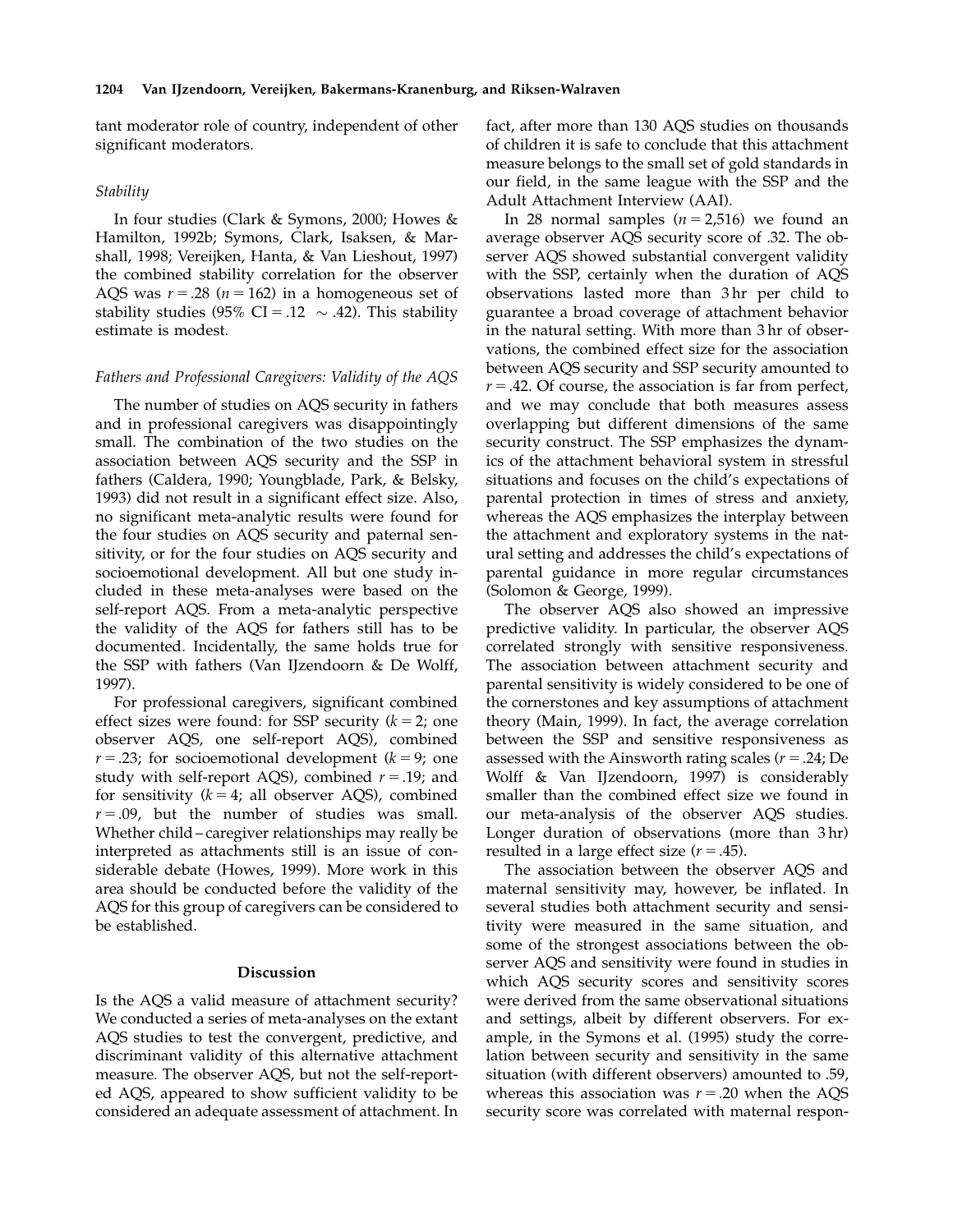tant moderator role of country, independent of other significant moderators.

### *Stability*

In four studies (Clark & Symons, 2000; Howes & Hamilton, 1992b; Symons, Clark, Isaksen, & Marshall, 1998; Vereijken, Hanta, & Van Lieshout, 1997) the combined stability correlation for the observer AQS was $r = .28$ ($n = 162$) in a homogeneous set of stability studies (95% CI = .12 $\sim$ .42). This stability estimate is modest.

### *Fathers and Professional Caregivers: Validity of the AQS*

The number of studies on AQS security in fathers and in professional caregivers was disappointingly small. The combination of the two studies on the association between AQS security and the SSP in fathers (Caldera, 1990; Youngblade, Park, & Belsky, 1993) did not result in a significant effect size. Also, no significant meta-analytic results were found for the four studies on AQS security and paternal sensitivity, or for the four studies on AQS security and socioemotional development. All but one study included in these meta-analyses were based on the self-report AQS. From a meta-analytic perspective the validity of the AQS for fathers still has to be documented. Incidentally, the same holds true for the SSP with fathers (Van IJzendoorn & De Wolff, 1997).

For professional caregivers, significant combined effect sizes were found: for SSP security ($k = 2$; one observer AQS, one self-report AQS), combined $r = .23$; for socioemotional development ($k = 9$; one study with self-report AQS), combined $r = .19$; and for sensitivity ($k = 4$; all observer AQS), combined $r = .09$, but the number of studies was small. Whether child–caregiver relationships may really be interpreted as attachments still is an issue of considerable debate (Howes, 1999). More work in this area should be conducted before the validity of the AQS for this group of caregivers can be considered to be established.

## Discussion

Is the AQS a valid measure of attachment security? We conducted a series of meta-analyses on the extant AQS studies to test the convergent, predictive, and discriminant validity of this alternative attachment measure. The observer AQS, but not the self-reported AQS, appeared to show sufficient validity to be considered an adequate assessment of attachment. In fact, after more than 130 AQS studies on thousands of children it is safe to conclude that this attachment measure belongs to the small set of gold standards in our field, in the same league with the SSP and the Adult Attachment Interview (AAI).

In 28 normal samples ($n = 2{,}516$) we found an average observer AQS security score of .32. The observer AQS showed substantial convergent validity with the SSP, certainly when the duration of AQS observations lasted more than 3 hr per child to guarantee a broad coverage of attachment behavior in the natural setting. With more than 3 hr of observations, the combined effect size for the association between AQS security and SSP security amounted to $r = .42$. Of course, the association is far from perfect, and we may conclude that both measures assess overlapping but different dimensions of the same security construct. The SSP emphasizes the dynamics of the attachment behavioral system in stressful situations and focuses on the child's expectations of parental protection in times of stress and anxiety, whereas the AQS emphasizes the interplay between the attachment and exploratory systems in the natural setting and addresses the child's expectations of parental guidance in more regular circumstances (Solomon & George, 1999).

The observer AQS also showed an impressive predictive validity. In particular, the observer AQS correlated strongly with sensitive responsiveness. The association between attachment security and parental sensitivity is widely considered to be one of the cornerstones and key assumptions of attachment theory (Main, 1999). In fact, the average correlation between the SSP and sensitive responsiveness as assessed with the Ainsworth rating scales ($r = .24$; De Wolff & Van IJzendoorn, 1997) is considerably smaller than the combined effect size we found in our meta-analysis of the observer AQS studies. Longer duration of observations (more than 3 hr) resulted in a large effect size ($r = .45$).

The association between the observer AQS and maternal sensitivity may, however, be inflated. In several studies both attachment security and sensitivity were measured in the same situation, and some of the strongest associations between the observer AQS and sensitivity were found in studies in which AQS security scores and sensitivity scores were derived from the same observational situations and settings, albeit by different observers. For example, in the Symons et al. (1995) study the correlation between security and sensitivity in the same situation (with different observers) amounted to .59, whereas this association was $r = .20$ when the AQS security score was correlated with maternal respon-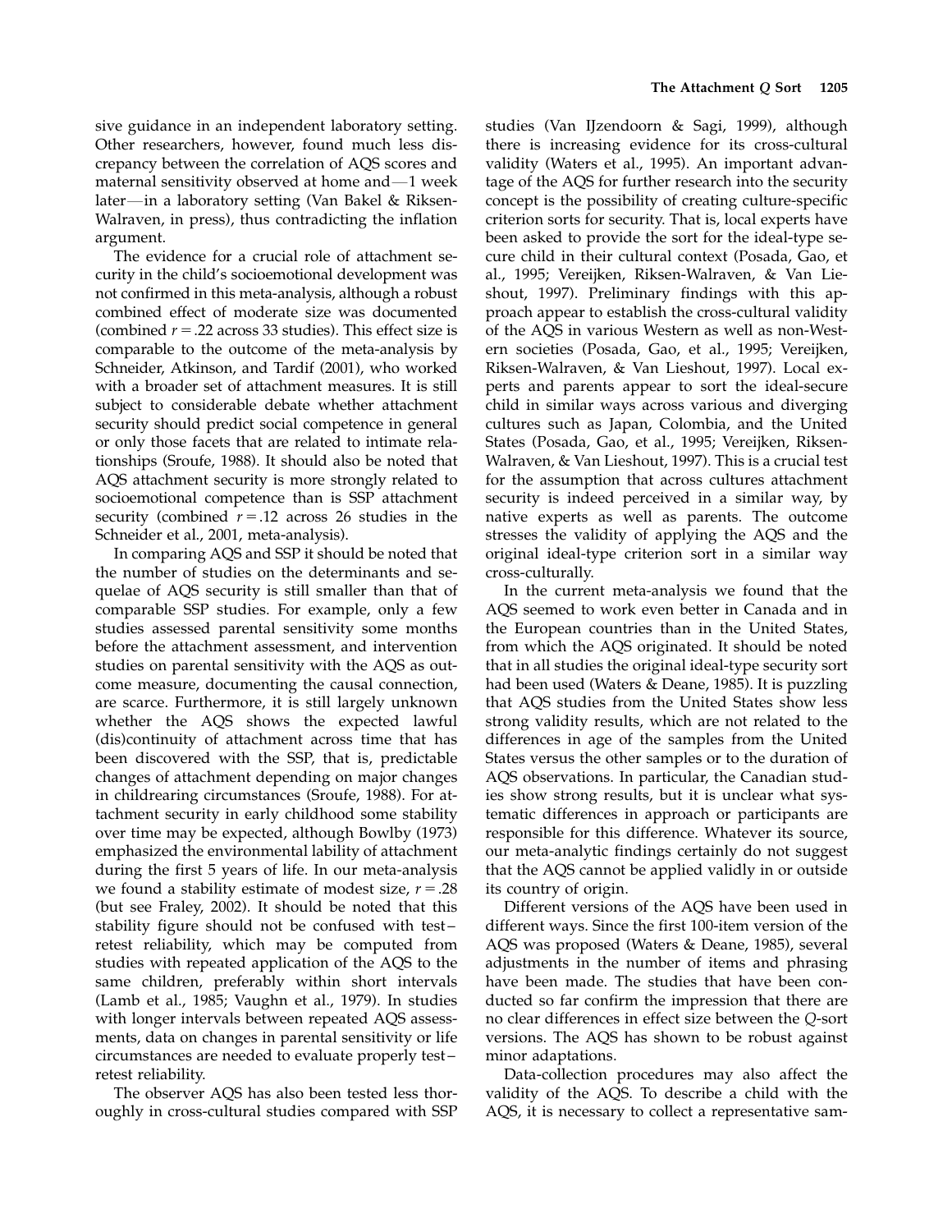sive guidance in an independent laboratory setting. Other researchers, however, found much less discrepancy between the correlation of AQS scores and maternal sensitivity observed at home and—1 week later—in a laboratory setting (Van Bakel & Riksen-Walraven, in press), thus contradicting the inflation argument.

The evidence for a crucial role of attachment security in the child's socioemotional development was not confirmed in this meta-analysis, although a robust combined effect of moderate size was documented (combined $r = .22$ across 33 studies). This effect size is comparable to the outcome of the meta-analysis by Schneider, Atkinson, and Tardif (2001), who worked with a broader set of attachment measures. It is still subject to considerable debate whether attachment security should predict social competence in general or only those facets that are related to intimate relationships (Sroufe, 1988). It should also be noted that AQS attachment security is more strongly related to socioemotional competence than is SSP attachment security (combined $r = .12$ across 26 studies in the Schneider et al., 2001, meta-analysis).

In comparing AQS and SSP it should be noted that the number of studies on the determinants and sequelae of AQS security is still smaller than that of comparable SSP studies. For example, only a few studies assessed parental sensitivity some months before the attachment assessment, and intervention studies on parental sensitivity with the AQS as outcome measure, documenting the causal connection, are scarce. Furthermore, it is still largely unknown whether the AQS shows the expected lawful (dis)continuity of attachment across time that has been discovered with the SSP, that is, predictable changes of attachment depending on major changes in childrearing circumstances (Sroufe, 1988). For attachment security in early childhood some stability over time may be expected, although Bowlby (1973) emphasized the environmental lability of attachment during the first 5 years of life. In our meta-analysis we found a stability estimate of modest size, $r = .28$ (but see Fraley, 2002). It should be noted that this stability figure should not be confused with test–retest reliability, which may be computed from studies with repeated application of the AQS to the same children, preferably within short intervals (Lamb et al., 1985; Vaughn et al., 1979). In studies with longer intervals between repeated AQS assessments, data on changes in parental sensitivity or life circumstances are needed to evaluate properly test–retest reliability.

The observer AQS has also been tested less thoroughly in cross-cultural studies compared with SSP studies (Van IJzendoorn & Sagi, 1999), although there is increasing evidence for its cross-cultural validity (Waters et al., 1995). An important advantage of the AQS for further research into the security concept is the possibility of creating culture-specific criterion sorts for security. That is, local experts have been asked to provide the sort for the ideal-type secure child in their cultural context (Posada, Gao, et al., 1995; Vereijken, Riksen-Walraven, & Van Lieshout, 1997). Preliminary findings with this approach appear to establish the cross-cultural validity of the AQS in various Western as well as non-Western societies (Posada, Gao, et al., 1995; Vereijken, Riksen-Walraven, & Van Lieshout, 1997). Local experts and parents appear to sort the ideal-secure child in similar ways across various and diverging cultures such as Japan, Colombia, and the United States (Posada, Gao, et al., 1995; Vereijken, Riksen-Walraven, & Van Lieshout, 1997). This is a crucial test for the assumption that across cultures attachment security is indeed perceived in a similar way, by native experts as well as parents. The outcome stresses the validity of applying the AQS and the original ideal-type criterion sort in a similar way cross-culturally.

In the current meta-analysis we found that the AQS seemed to work even better in Canada and in the European countries than in the United States, from which the AQS originated. It should be noted that in all studies the original ideal-type security sort had been used (Waters & Deane, 1985). It is puzzling that AQS studies from the United States show less strong validity results, which are not related to the differences in age of the samples from the United States versus the other samples or to the duration of AQS observations. In particular, the Canadian studies show strong results, but it is unclear what systematic differences in approach or participants are responsible for this difference. Whatever its source, our meta-analytic findings certainly do not suggest that the AQS cannot be applied validly in or outside its country of origin.

Different versions of the AQS have been used in different ways. Since the first 100-item version of the AQS was proposed (Waters & Deane, 1985), several adjustments in the number of items and phrasing have been made. The studies that have been conducted so far confirm the impression that there are no clear differences in effect size between the *Q*-sort versions. The AQS has shown to be robust against minor adaptations.

Data-collection procedures may also affect the validity of the AQS. To describe a child with the AQS, it is necessary to collect a representative sam-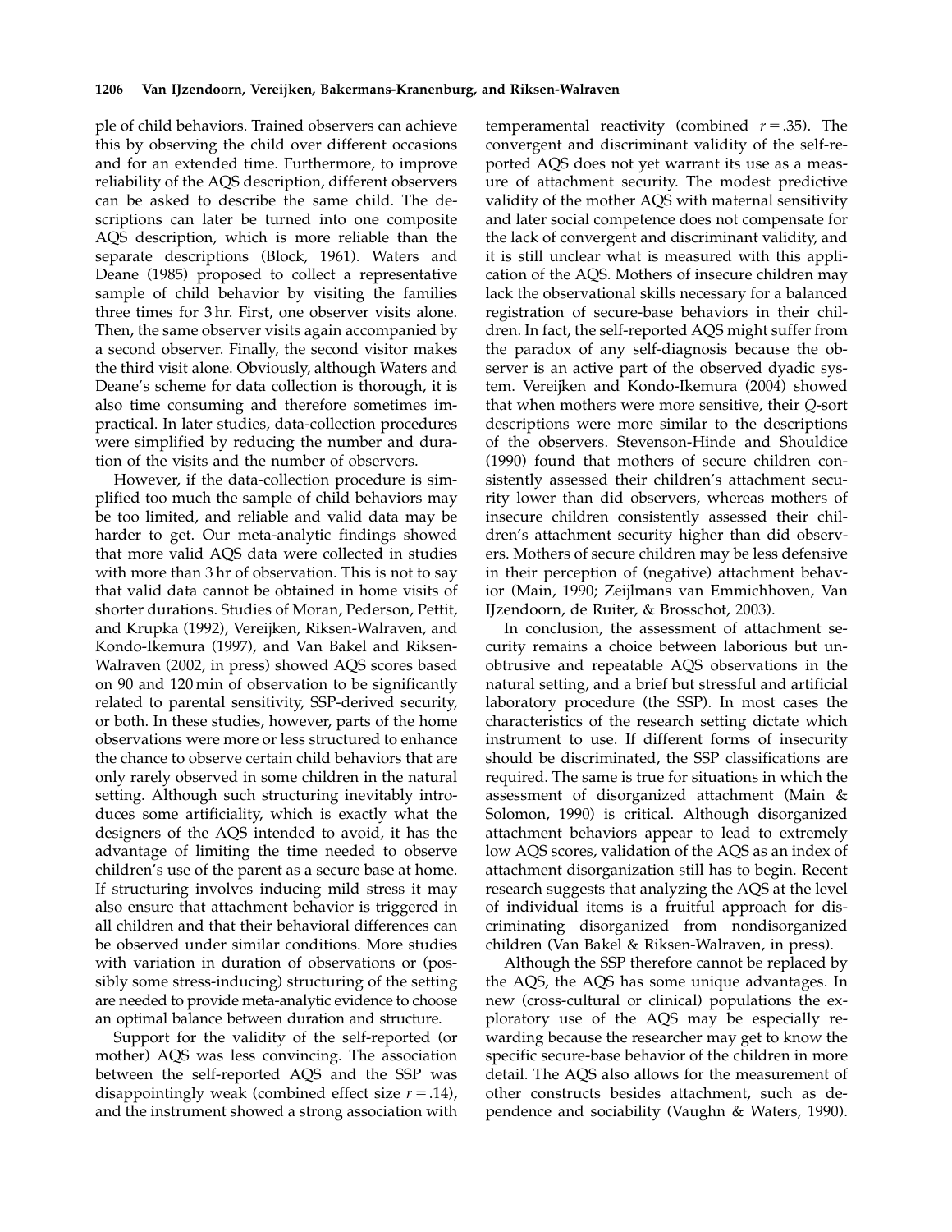ple of child behaviors. Trained observers can achieve this by observing the child over different occasions and for an extended time. Furthermore, to improve reliability of the AQS description, different observers can be asked to describe the same child. The descriptions can later be turned into one composite AQS description, which is more reliable than the separate descriptions (Block, 1961). Waters and Deane (1985) proposed to collect a representative sample of child behavior by visiting the families three times for 3 hr. First, one observer visits alone. Then, the same observer visits again accompanied by a second observer. Finally, the second visitor makes the third visit alone. Obviously, although Waters and Deane's scheme for data collection is thorough, it is also time consuming and therefore sometimes impractical. In later studies, data-collection procedures were simplified by reducing the number and duration of the visits and the number of observers.

However, if the data-collection procedure is simplified too much the sample of child behaviors may be too limited, and reliable and valid data may be harder to get. Our meta-analytic findings showed that more valid AQS data were collected in studies with more than 3 hr of observation. This is not to say that valid data cannot be obtained in home visits of shorter durations. Studies of Moran, Pederson, Pettit, and Krupka (1992), Vereijken, Riksen-Walraven, and Kondo-Ikemura (1997), and Van Bakel and Riksen-Walraven (2002, in press) showed AQS scores based on 90 and 120 min of observation to be significantly related to parental sensitivity, SSP-derived security, or both. In these studies, however, parts of the home observations were more or less structured to enhance the chance to observe certain child behaviors that are only rarely observed in some children in the natural setting. Although such structuring inevitably introduces some artificiality, which is exactly what the designers of the AQS intended to avoid, it has the advantage of limiting the time needed to observe children's use of the parent as a secure base at home. If structuring involves inducing mild stress it may also ensure that attachment behavior is triggered in all children and that their behavioral differences can be observed under similar conditions. More studies with variation in duration of observations or (possibly some stress-inducing) structuring of the setting are needed to provide meta-analytic evidence to choose an optimal balance between duration and structure.

Support for the validity of the self-reported (or mother) AQS was less convincing. The association between the self-reported AQS and the SSP was disappointingly weak (combined effect size $r = .14$), and the instrument showed a strong association with temperamental reactivity (combined $r = .35$). The convergent and discriminant validity of the self-reported AQS does not yet warrant its use as a measure of attachment security. The modest predictive validity of the mother AQS with maternal sensitivity and later social competence does not compensate for the lack of convergent and discriminant validity, and it is still unclear what is measured with this application of the AQS. Mothers of insecure children may lack the observational skills necessary for a balanced registration of secure-base behaviors in their children. In fact, the self-reported AQS might suffer from the paradox of any self-diagnosis because the observer is an active part of the observed dyadic system. Vereijken and Kondo-Ikemura (2004) showed that when mothers were more sensitive, their *Q*-sort descriptions were more similar to the descriptions of the observers. Stevenson-Hinde and Shouldice (1990) found that mothers of secure children consistently assessed their children's attachment security lower than did observers, whereas mothers of insecure children consistently assessed their children's attachment security higher than did observers. Mothers of secure children may be less defensive in their perception of (negative) attachment behavior (Main, 1990; Zeijlmans van Emmichhoven, Van IJzendoorn, de Ruiter, & Brosschot, 2003).

In conclusion, the assessment of attachment security remains a choice between laborious but unobtrusive and repeatable AQS observations in the natural setting, and a brief but stressful and artificial laboratory procedure (the SSP). In most cases the characteristics of the research setting dictate which instrument to use. If different forms of insecurity should be discriminated, the SSP classifications are required. The same is true for situations in which the assessment of disorganized attachment (Main & Solomon, 1990) is critical. Although disorganized attachment behaviors appear to lead to extremely low AQS scores, validation of the AQS as an index of attachment disorganization still has to begin. Recent research suggests that analyzing the AQS at the level of individual items is a fruitful approach for discriminating disorganized from nondisorganized children (Van Bakel & Riksen-Walraven, in press).

Although the SSP therefore cannot be replaced by the AQS, the AQS has some unique advantages. In new (cross-cultural or clinical) populations the exploratory use of the AQS may be especially rewarding because the researcher may get to know the specific secure-base behavior of the children in more detail. The AQS also allows for the measurement of other constructs besides attachment, such as dependence and sociability (Vaughn & Waters, 1990).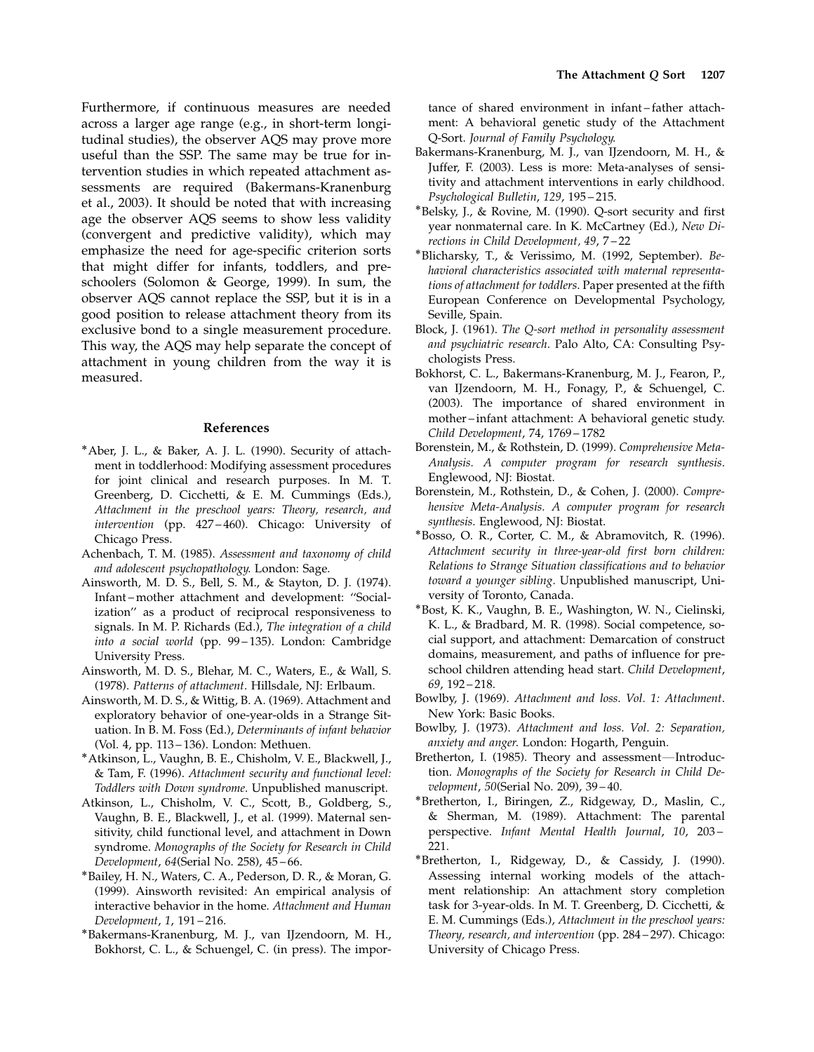Furthermore, if continuous measures are needed across a larger age range (e.g., in short-term longitudinal studies), the observer AQS may prove more useful than the SSP. The same may be true for intervention studies in which repeated attachment assessments are required (Bakermans-Kranenburg et al., 2003). It should be noted that with increasing age the observer AQS seems to show less validity (convergent and predictive validity), which may emphasize the need for age-specific criterion sorts that might differ for infants, toddlers, and preschoolers (Solomon & George, 1999). In sum, the observer AQS cannot replace the SSP, but it is in a good position to release attachment theory from its exclusive bond to a single measurement procedure. This way, the AQS may help separate the concept of attachment in young children from the way it is measured.

## References

*Aber, J. L., & Baker, A. J. L. (1990). Security of attachment in toddlerhood: Modifying assessment procedures for joint clinical and research purposes. In M. T. Greenberg, D. Cicchetti, & E. M. Cummings (Eds.), *Attachment in the preschool years: Theory, research, and intervention* (pp. 427–460). Chicago: University of Chicago Press.

Achenbach, T. M. (1985). *Assessment and taxonomy of child and adolescent psychopathology*. London: Sage.

Ainsworth, M. D. S., Bell, S. M., & Stayton, D. J. (1974). Infant–mother attachment and development: "Socialization" as a product of reciprocal responsiveness to signals. In M. P. Richards (Ed.), *The integration of a child into a social world* (pp. 99–135). London: Cambridge University Press.

Ainsworth, M. D. S., Blehar, M. C., Waters, E., & Wall, S. (1978). *Patterns of attachment*. Hillsdale, NJ: Erlbaum.

Ainsworth, M. D. S., & Wittig, B. A. (1969). Attachment and exploratory behavior of one-year-olds in a Strange Situation. In B. M. Foss (Ed.), *Determinants of infant behavior* (Vol. 4, pp. 113–136). London: Methuen.

*Atkinson, L., Vaughn, B. E., Chisholm, V. E., Blackwell, J., & Tam, F. (1996). *Attachment security and functional level: Toddlers with Down syndrome*. Unpublished manuscript.

Atkinson, L., Chisholm, V. C., Scott, B., Goldberg, S., Vaughn, B. E., Blackwell, J., et al. (1999). Maternal sensitivity, child functional level, and attachment in Down syndrome. *Monographs of the Society for Research in Child Development*, *64*(Serial No. 258), 45–66.

*Bailey, H. N., Waters, C. A., Pederson, D. R., & Moran, G. (1999). Ainsworth revisited: An empirical analysis of interactive behavior in the home. *Attachment and Human Development*, *1*, 191–216.

*Bakermans-Kranenburg, M. J., van IJzendoorn, M. H., Bokhorst, C. L., & Schuengel, C. (in press). The importance of shared environment in infant–father attachment: A behavioral genetic study of the Attachment Q-Sort. *Journal of Family Psychology*.

Bakermans-Kranenburg, M. J., van IJzendoorn, M. H., & Juffer, F. (2003). Less is more: Meta-analyses of sensitivity and attachment interventions in early childhood. *Psychological Bulletin*, *129*, 195–215.

*Belsky, J., & Rovine, M. (1990). Q-sort security and first year nonmaternal care. In K. McCartney (Ed.), *New Directions in Child Development, 49*, 7–22

*Blicharsky, T., & Verissimo, M. (1992, September). *Behavioral characteristics associated with maternal representations of attachment for toddlers*. Paper presented at the fifth European Conference on Developmental Psychology, Seville, Spain.

Block, J. (1961). *The Q-sort method in personality assessment and psychiatric research*. Palo Alto, CA: Consulting Psychologists Press.

Bokhorst, C. L., Bakermans-Kranenburg, M. J., Fearon, P., van IJzendoorn, M. H., Fonagy, P., & Schuengel, C. (2003). The importance of shared environment in mother–infant attachment: A behavioral genetic study. *Child Development*, 74, 1769–1782

Borenstein, M., & Rothstein, D. (1999). *Comprehensive Meta-Analysis. A computer program for research synthesis*. Englewood, NJ: Biostat.

Borenstein, M., Rothstein, D., & Cohen, J. (2000). *Comprehensive Meta-Analysis. A computer program for research synthesis*. Englewood, NJ: Biostat.

*Bosso, O. R., Corter, C. M., & Abramovitch, R. (1996). *Attachment security in three-year-old first born children: Relations to Strange Situation classifications and to behavior toward a younger sibling*. Unpublished manuscript, University of Toronto, Canada.

*Bost, K. K., Vaughn, B. E., Washington, W. N., Cielinski, K. L., & Bradbard, M. R. (1998). Social competence, social support, and attachment: Demarcation of construct domains, measurement, and paths of influence for preschool children attending head start. *Child Development*, *69*, 192–218.

Bowlby, J. (1969). *Attachment and loss. Vol. 1: Attachment*. New York: Basic Books.

Bowlby, J. (1973). *Attachment and loss. Vol. 2: Separation, anxiety and anger*. London: Hogarth, Penguin.

Bretherton, I. (1985). Theory and assessment—Introduction. *Monographs of the Society for Research in Child Development*, *50*(Serial No. 209), 39–40.

*Bretherton, I., Biringen, Z., Ridgeway, D., Maslin, C., & Sherman, M. (1989). Attachment: The parental perspective. *Infant Mental Health Journal*, *10*, 203–221.

*Bretherton, I., Ridgeway, D., & Cassidy, J. (1990). Assessing internal working models of the attachment relationship: An attachment story completion task for 3-year-olds. In M. T. Greenberg, D. Cicchetti, & E. M. Cummings (Eds.), *Attachment in the preschool years: Theory, research, and intervention* (pp. 284–297). Chicago: University of Chicago Press.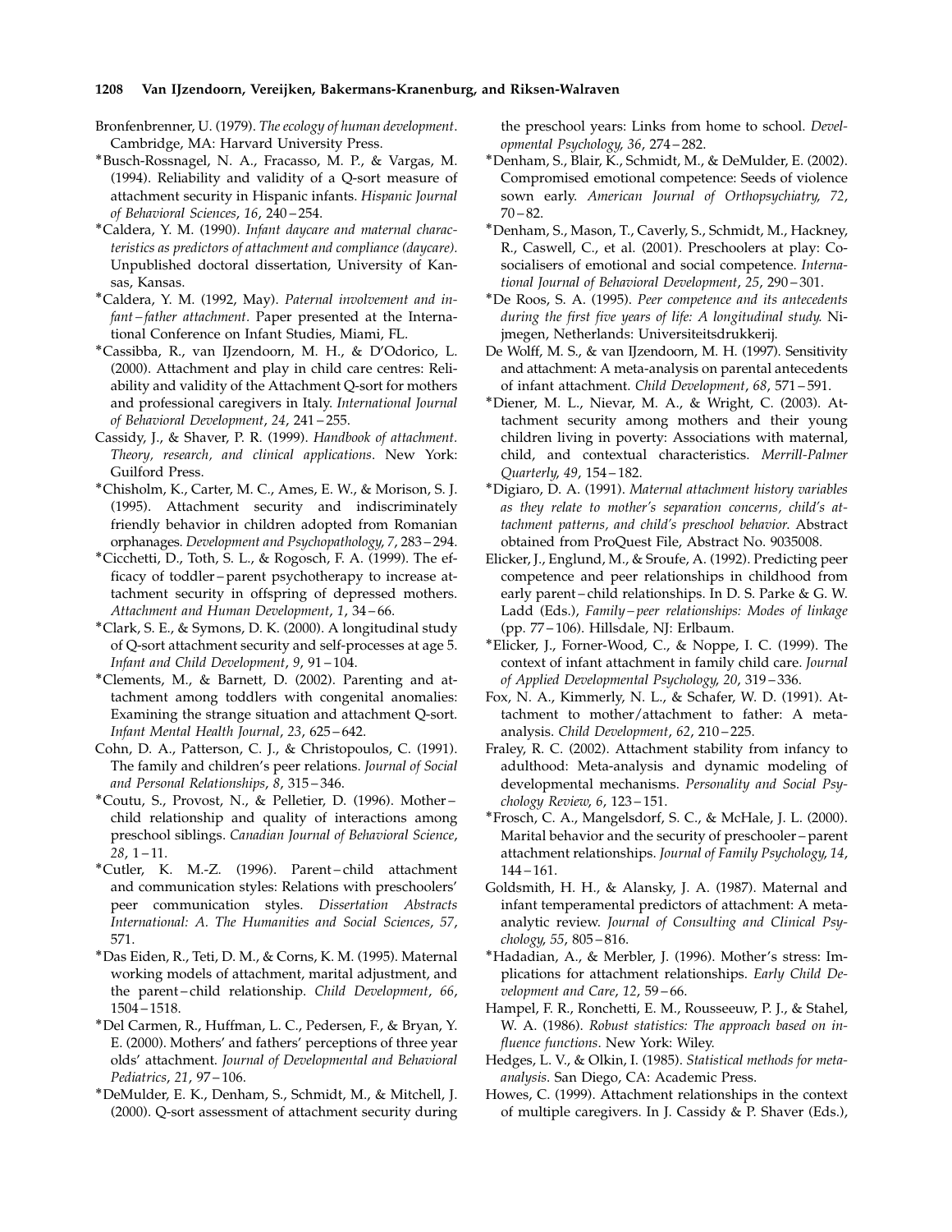Bronfenbrenner, U. (1979). *The ecology of human development*. Cambridge, MA: Harvard University Press.

*Busch-Rossnagel, N. A., Fracasso, M. P., & Vargas, M. (1994). Reliability and validity of a Q-sort measure of attachment security in Hispanic infants. *Hispanic Journal of Behavioral Sciences*, *16*, 240–254.

*Caldera, Y. M. (1990). *Infant daycare and maternal characteristics as predictors of attachment and compliance (daycare).* Unpublished doctoral dissertation, University of Kansas, Kansas.

*Caldera, Y. M. (1992, May). *Paternal involvement and infant–father attachment.* Paper presented at the International Conference on Infant Studies, Miami, FL.

*Cassibba, R., van IJzendoorn, M. H., & D'Odorico, L. (2000). Attachment and play in child care centres: Reliability and validity of the Attachment Q-sort for mothers and professional caregivers in Italy. *International Journal of Behavioral Development*, *24*, 241–255.

Cassidy, J., & Shaver, P. R. (1999). *Handbook of attachment. Theory, research, and clinical applications*. New York: Guilford Press.

*Chisholm, K., Carter, M. C., Ames, E. W., & Morison, S. J. (1995). Attachment security and indiscriminately friendly behavior in children adopted from Romanian orphanages. *Development and Psychopathology*, *7*, 283–294.

*Cicchetti, D., Toth, S. L., & Rogosch, F. A. (1999). The efficacy of toddler–parent psychotherapy to increase attachment security in offspring of depressed mothers. *Attachment and Human Development*, *1*, 34–66.

*Clark, S. E., & Symons, D. K. (2000). A longitudinal study of Q-sort attachment security and self-processes at age 5. *Infant and Child Development*, *9*, 91–104.

*Clements, M., & Barnett, D. (2002). Parenting and attachment among toddlers with congenital anomalies: Examining the strange situation and attachment Q-sort. *Infant Mental Health Journal*, *23*, 625–642.

Cohn, D. A., Patterson, C. J., & Christopoulos, C. (1991). The family and children's peer relations. *Journal of Social and Personal Relationships*, *8*, 315–346.

*Coutu, S., Provost, N., & Pelletier, D. (1996). Mother–child relationship and quality of interactions among preschool siblings. *Canadian Journal of Behavioral Science*, *28*, 1–11.

*Cutler, K. M.-Z. (1996). Parent–child attachment and communication styles: Relations with preschoolers' peer communication styles. *Dissertation Abstracts International: A. The Humanities and Social Sciences*, *57*, 571.

*Das Eiden, R., Teti, D. M., & Corns, K. M. (1995). Maternal working models of attachment, marital adjustment, and the parent–child relationship. *Child Development*, *66*, 1504–1518.

*Del Carmen, R., Huffman, L. C., Pedersen, F., & Bryan, Y. E. (2000). Mothers' and fathers' perceptions of three year olds' attachment. *Journal of Developmental and Behavioral Pediatrics*, *21*, 97–106.

*DeMulder, E. K., Denham, S., Schmidt, M., & Mitchell, J. (2000). Q-sort assessment of attachment security during the preschool years: Links from home to school. *Developmental Psychology*, *36*, 274–282.

*Denham, S., Blair, K., Schmidt, M., & DeMulder, E. (2002). Compromised emotional competence: Seeds of violence sown early. *American Journal of Orthopsychiatry*, *72*, 70–82.

*Denham, S., Mason, T., Caverly, S., Schmidt, M., Hackney, R., Caswell, C., et al. (2001). Preschoolers at play: Co-socialisers of emotional and social competence. *International Journal of Behavioral Development*, *25*, 290–301.

*De Roos, S. A. (1995). *Peer competence and its antecedents during the first five years of life: A longitudinal study.* Nijmegen, Netherlands: Universiteitsdrukkerij.

De Wolff, M. S., & van IJzendoorn, M. H. (1997). Sensitivity and attachment: A meta-analysis on parental antecedents of infant attachment. *Child Development*, *68*, 571–591.

*Diener, M. L., Nievar, M. A., & Wright, C. (2003). Attachment security among mothers and their young children living in poverty: Associations with maternal, child, and contextual characteristics. *Merrill-Palmer Quarterly*, *49*, 154–182.

*Digiaro, D. A. (1991). *Maternal attachment history variables as they relate to mother's separation concerns, child's attachment patterns, and child's preschool behavior.* Abstract obtained from ProQuest File, Abstract No. 9035008.

Elicker, J., Englund, M., & Sroufe, A. (1992). Predicting peer competence and peer relationships in childhood from early parent–child relationships. In D. S. Parke & G. W. Ladd (Eds.), *Family–peer relationships: Modes of linkage* (pp. 77–106). Hillsdale, NJ: Erlbaum.

*Elicker, J., Forner-Wood, C., & Noppe, I. C. (1999). The context of infant attachment in family child care. *Journal of Applied Developmental Psychology*, *20*, 319–336.

Fox, N. A., Kimmerly, N. L., & Schafer, W. D. (1991). Attachment to mother/attachment to father: A meta-analysis. *Child Development*, *62*, 210–225.

Fraley, R. C. (2002). Attachment stability from infancy to adulthood: Meta-analysis and dynamic modeling of developmental mechanisms. *Personality and Social Psychology Review*, *6*, 123–151.

*Frosch, C. A., Mangelsdorf, S. C., & McHale, J. L. (2000). Marital behavior and the security of preschooler–parent attachment relationships. *Journal of Family Psychology*, *14*, 144–161.

Goldsmith, H. H., & Alansky, J. A. (1987). Maternal and infant temperamental predictors of attachment: A meta-analytic review. *Journal of Consulting and Clinical Psychology*, *55*, 805–816.

*Hadadian, A., & Merbler, J. (1996). Mother's stress: Implications for attachment relationships. *Early Child Development and Care*, *12*, 59–66.

Hampel, F. R., Ronchetti, E. M., Rousseeuw, P. J., & Stahel, W. A. (1986). *Robust statistics: The approach based on influence functions.* New York: Wiley.

Hedges, L. V., & Olkin, I. (1985). *Statistical methods for meta-analysis.* San Diego, CA: Academic Press.

Howes, C. (1999). Attachment relationships in the context of multiple caregivers. In J. Cassidy & P. Shaver (Eds.),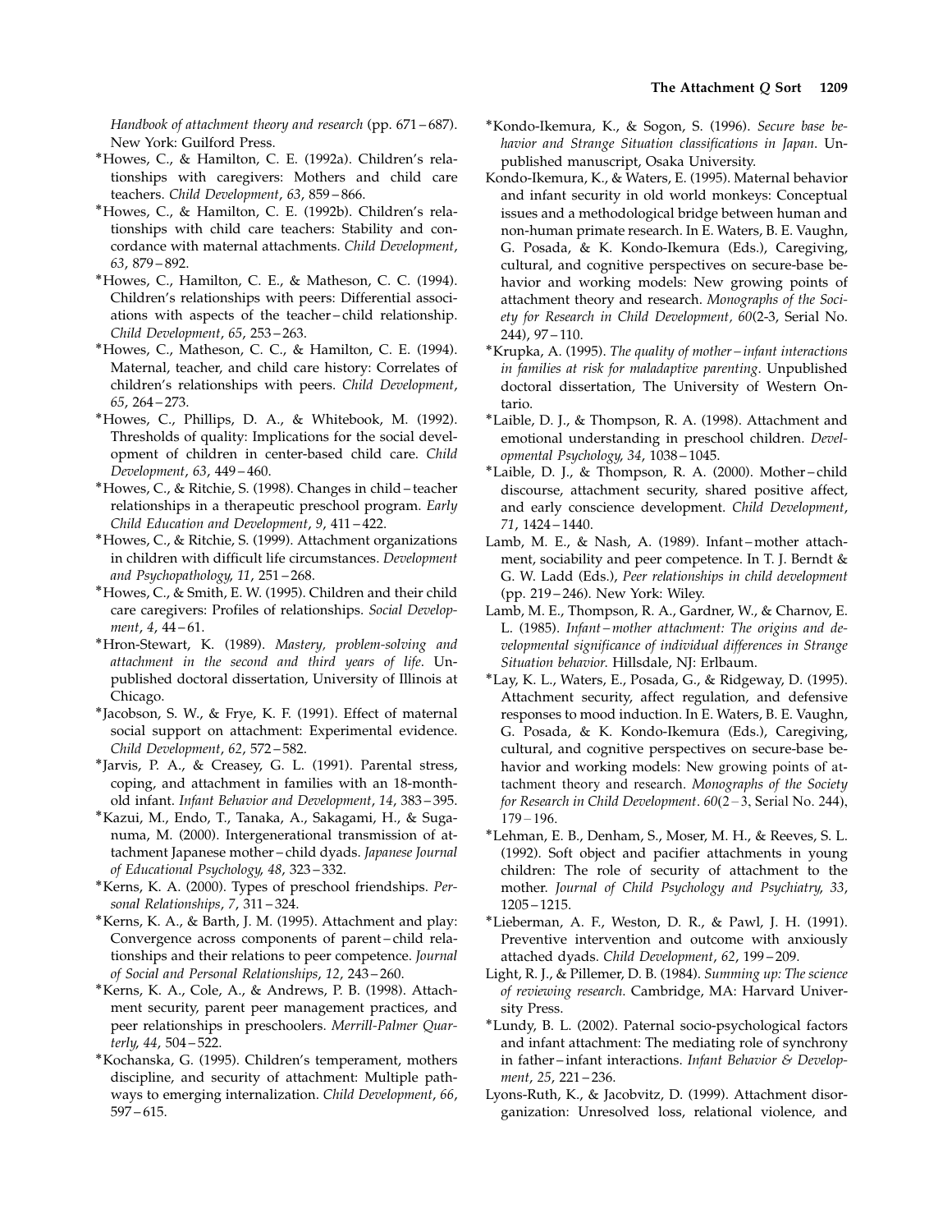*Handbook of attachment theory and research* (pp. 671 – 687). New York: Guilford Press.

*Howes, C., & Hamilton, C. E. (1992a). Children's relationships with caregivers: Mothers and child care teachers. *Child Development*, *63*, 859 – 866.

*Howes, C., & Hamilton, C. E. (1992b). Children's relationships with child care teachers: Stability and concordance with maternal attachments. *Child Development*, *63*, 879 – 892.

*Howes, C., Hamilton, C. E., & Matheson, C. C. (1994). Children's relationships with peers: Differential associations with aspects of the teacher – child relationship. *Child Development*, *65*, 253 – 263.

*Howes, C., Matheson, C. C., & Hamilton, C. E. (1994). Maternal, teacher, and child care history: Correlates of children's relationships with peers. *Child Development*, *65*, 264 – 273.

*Howes, C., Phillips, D. A., & Whitebook, M. (1992). Thresholds of quality: Implications for the social development of children in center-based child care. *Child Development*, *63*, 449 – 460.

*Howes, C., & Ritchie, S. (1998). Changes in child – teacher relationships in a therapeutic preschool program. *Early Child Education and Development*, *9*, 411 – 422.

*Howes, C., & Ritchie, S. (1999). Attachment organizations in children with difficult life circumstances. *Development and Psychopathology*, *11*, 251 – 268.

*Howes, C., & Smith, E. W. (1995). Children and their child care caregivers: Profiles of relationships. *Social Development*, *4*, 44 – 61.

*Hron-Stewart, K. (1989). *Mastery, problem-solving and attachment in the second and third years of life*. Unpublished doctoral dissertation, University of Illinois at Chicago.

*Jacobson, S. W., & Frye, K. F. (1991). Effect of maternal social support on attachment: Experimental evidence. *Child Development*, *62*, 572 – 582.

*Jarvis, P. A., & Creasey, G. L. (1991). Parental stress, coping, and attachment in families with an 18-month-old infant. *Infant Behavior and Development*, *14*, 383 – 395.

*Kazui, M., Endo, T., Tanaka, A., Sakagami, H., & Suganuma, M. (2000). Intergenerational transmission of attachment Japanese mother – child dyads. *Japanese Journal of Educational Psychology*, *48*, 323 – 332.

*Kerns, K. A. (2000). Types of preschool friendships. *Personal Relationships*, *7*, 311 – 324.

*Kerns, K. A., & Barth, J. M. (1995). Attachment and play: Convergence across components of parent – child relationships and their relations to peer competence. *Journal of Social and Personal Relationships*, *12*, 243 – 260.

*Kerns, K. A., Cole, A., & Andrews, P. B. (1998). Attachment security, parent peer management practices, and peer relationships in preschoolers. *Merrill-Palmer Quarterly*, *44*, 504 – 522.

*Kochanska, G. (1995). Children's temperament, mothers discipline, and security of attachment: Multiple pathways to emerging internalization. *Child Development*, *66*, 597 – 615.

*Kondo-Ikemura, K., & Sogon, S. (1996). *Secure base behavior and Strange Situation classifications in Japan*. Unpublished manuscript, Osaka University.

Kondo-Ikemura, K., & Waters, E. (1995). Maternal behavior and infant security in old world monkeys: Conceptual issues and a methodological bridge between human and non-human primate research. In E. Waters, B. E. Vaughn, G. Posada, & K. Kondo-Ikemura (Eds.), Caregiving, cultural, and cognitive perspectives on secure-base behavior and working models: New growing points of attachment theory and research. *Monographs of the Society for Research in Child Development*, *60*(2-3, Serial No. 244), 97 – 110.

*Krupka, A. (1995). *The quality of mother – infant interactions in families at risk for maladaptive parenting*. Unpublished doctoral dissertation, The University of Western Ontario.

*Laible, D. J., & Thompson, R. A. (1998). Attachment and emotional understanding in preschool children. *Developmental Psychology*, *34*, 1038 – 1045.

*Laible, D. J., & Thompson, R. A. (2000). Mother – child discourse, attachment security, shared positive affect, and early conscience development. *Child Development*, *71*, 1424 – 1440.

Lamb, M. E., & Nash, A. (1989). Infant – mother attachment, sociability and peer competence. In T. J. Berndt & G. W. Ladd (Eds.), *Peer relationships in child development* (pp. 219 – 246). New York: Wiley.

Lamb, M. E., Thompson, R. A., Gardner, W., & Charnov, E. L. (1985). *Infant – mother attachment: The origins and developmental significance of individual differences in Strange Situation behavior*. Hillsdale, NJ: Erlbaum.

*Lay, K. L., Waters, E., Posada, G., & Ridgeway, D. (1995). Attachment security, affect regulation, and defensive responses to mood induction. In E. Waters, B. E. Vaughn, G. Posada, & K. Kondo-Ikemura (Eds.), Caregiving, cultural, and cognitive perspectives on secure-base behavior and working models: New growing points of attachment theory and research. *Monographs of the Society for Research in Child Development*. *60*(2 – 3, Serial No. 244), 179 – 196.

*Lehman, E. B., Denham, S., Moser, M. H., & Reeves, S. L. (1992). Soft object and pacifier attachments in young children: The role of security of attachment to the mother. *Journal of Child Psychology and Psychiatry*, *33*, 1205 – 1215.

*Lieberman, A. F., Weston, D. R., & Pawl, J. H. (1991). Preventive intervention and outcome with anxiously attached dyads. *Child Development*, *62*, 199 – 209.

Light, R. J., & Pillemer, D. B. (1984). *Summing up: The science of reviewing research*. Cambridge, MA: Harvard University Press.

*Lundy, B. L. (2002). Paternal socio-psychological factors and infant attachment: The mediating role of synchrony in father – infant interactions. *Infant Behavior & Development*, *25*, 221 – 236.

Lyons-Ruth, K., & Jacobvitz, D. (1999). Attachment disorganization: Unresolved loss, relational violence, and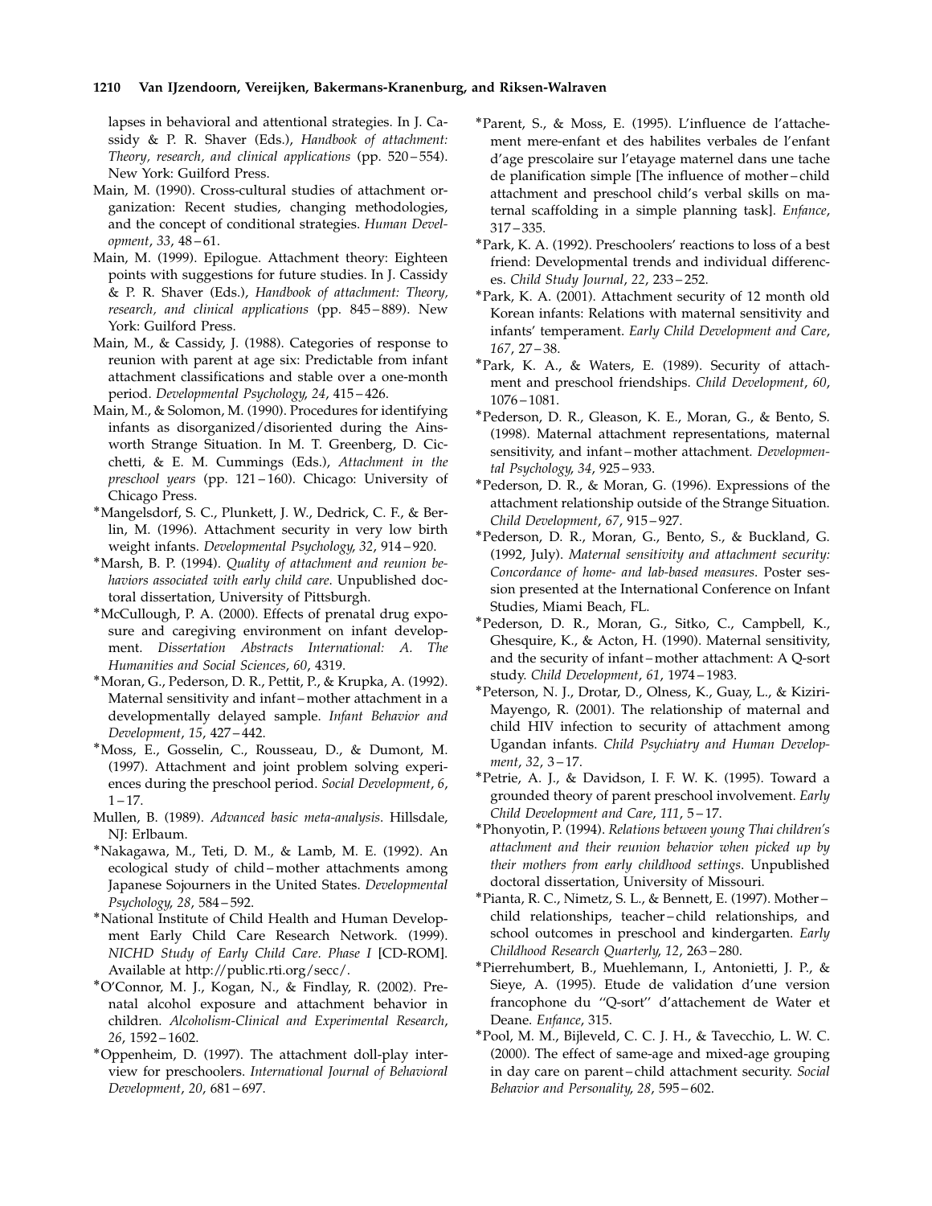lapses in behavioral and attentional strategies. In J. Cassidy & P. R. Shaver (Eds.), *Handbook of attachment: Theory, research, and clinical applications* (pp. 520–554). New York: Guilford Press.

Main, M. (1990). Cross-cultural studies of attachment organization: Recent studies, changing methodologies, and the concept of conditional strategies. *Human Development*, *33*, 48–61.

Main, M. (1999). Epilogue. Attachment theory: Eighteen points with suggestions for future studies. In J. Cassidy & P. R. Shaver (Eds.), *Handbook of attachment: Theory, research, and clinical applications* (pp. 845–889). New York: Guilford Press.

Main, M., & Cassidy, J. (1988). Categories of response to reunion with parent at age six: Predictable from infant attachment classifications and stable over a one-month period. *Developmental Psychology*, *24*, 415–426.

Main, M., & Solomon, M. (1990). Procedures for identifying infants as disorganized/disoriented during the Ainsworth Strange Situation. In M. T. Greenberg, D. Cicchetti, & E. M. Cummings (Eds.), *Attachment in the preschool years* (pp. 121–160). Chicago: University of Chicago Press.

*Mangelsdorf, S. C., Plunkett, J. W., Dedrick, C. F., & Berlin, M. (1996). Attachment security in very low birth weight infants. *Developmental Psychology*, *32*, 914–920.

*Marsh, B. P. (1994). *Quality of attachment and reunion behaviors associated with early child care*. Unpublished doctoral dissertation, University of Pittsburgh.

*McCullough, P. A. (2000). Effects of prenatal drug exposure and caregiving environment on infant development. *Dissertation Abstracts International: A. The Humanities and Social Sciences*, *60*, 4319.

*Moran, G., Pederson, D. R., Pettit, P., & Krupka, A. (1992). Maternal sensitivity and infant–mother attachment in a developmentally delayed sample. *Infant Behavior and Development*, *15*, 427–442.

*Moss, E., Gosselin, C., Rousseau, D., & Dumont, M. (1997). Attachment and joint problem solving experiences during the preschool period. *Social Development*, *6*, 1–17.

Mullen, B. (1989). *Advanced basic meta-analysis*. Hillsdale, NJ: Erlbaum.

*Nakagawa, M., Teti, D. M., & Lamb, M. E. (1992). An ecological study of child–mother attachments among Japanese Sojourners in the United States. *Developmental Psychology*, *28*, 584–592.

*National Institute of Child Health and Human Development Early Child Care Research Network. (1999). *NICHD Study of Early Child Care. Phase I* [CD-ROM]. Available at http://public.rti.org/secc/.

*O'Connor, M. J., Kogan, N., & Findlay, R. (2002). Prenatal alcohol exposure and attachment behavior in children. *Alcoholism-Clinical and Experimental Research*, *26*, 1592–1602.

*Oppenheim, D. (1997). The attachment doll-play interview for preschoolers. *International Journal of Behavioral Development*, *20*, 681–697.

*Parent, S., & Moss, E. (1995). L'influence de l'attachement mere-enfant et des habilites verbales de l'enfant d'age prescolaire sur l'etayage maternel dans une tache de planification simple [The influence of mother–child attachment and preschool child's verbal skills on maternal scaffolding in a simple planning task]. *Enfance*, 317–335.

*Park, K. A. (1992). Preschoolers' reactions to loss of a best friend: Developmental trends and individual differences. *Child Study Journal*, *22*, 233–252.

*Park, K. A. (2001). Attachment security of 12 month old Korean infants: Relations with maternal sensitivity and infants' temperament. *Early Child Development and Care*, *167*, 27–38.

*Park, K. A., & Waters, E. (1989). Security of attachment and preschool friendships. *Child Development*, *60*, 1076–1081.

*Pederson, D. R., Gleason, K. E., Moran, G., & Bento, S. (1998). Maternal attachment representations, maternal sensitivity, and infant–mother attachment. *Developmental Psychology*, *34*, 925–933.

*Pederson, D. R., & Moran, G. (1996). Expressions of the attachment relationship outside of the Strange Situation. *Child Development*, *67*, 915–927.

*Pederson, D. R., Moran, G., Bento, S., & Buckland, G. (1992, July). *Maternal sensitivity and attachment security: Concordance of home- and lab-based measures*. Poster session presented at the International Conference on Infant Studies, Miami Beach, FL.

*Pederson, D. R., Moran, G., Sitko, C., Campbell, K., Ghesquire, K., & Acton, H. (1990). Maternal sensitivity, and the security of infant–mother attachment: A Q-sort study. *Child Development*, *61*, 1974–1983.

*Peterson, N. J., Drotar, D., Olness, K., Guay, L., & Kiziri-Mayengo, R. (2001). The relationship of maternal and child HIV infection to security of attachment among Ugandan infants. *Child Psychiatry and Human Development*, *32*, 3–17.

*Petrie, A. J., & Davidson, I. F. W. K. (1995). Toward a grounded theory of parent preschool involvement. *Early Child Development and Care*, *111*, 5–17.

*Phonyotin, P. (1994). *Relations between young Thai children's attachment and their reunion behavior when picked up by their mothers from early childhood settings.* Unpublished doctoral dissertation, University of Missouri.

*Pianta, R. C., Nimetz, S. L., & Bennett, E. (1997). Mother–child relationships, teacher–child relationships, and school outcomes in preschool and kindergarten. *Early Childhood Research Quarterly*, *12*, 263–280.

*Pierrehumbert, B., Muehlemann, I., Antonietti, J. P., & Sieye, A. (1995). Etude de validation d'une version francophone du ''Q-sort'' d'attachement de Water et Deane. *Enfance*, 315.

*Pool, M. M., Bijleveld, C. C. J. H., & Tavecchio, L. W. C. (2000). The effect of same-age and mixed-age grouping in day care on parent–child attachment security. *Social Behavior and Personality*, *28*, 595–602.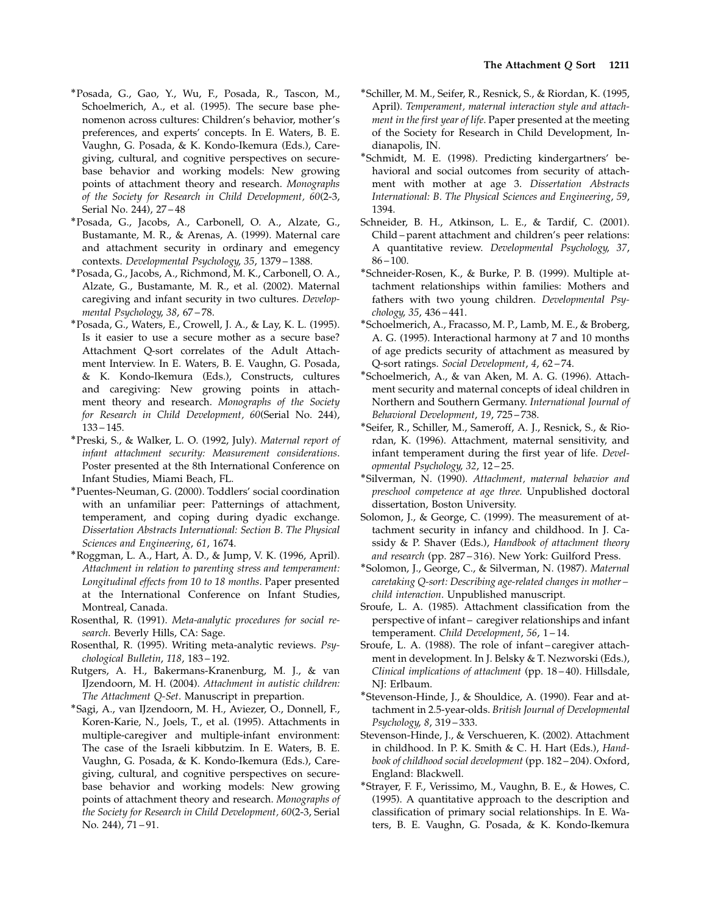*Posada, G., Gao, Y., Wu, F., Posada, R., Tascon, M., Schoelmerich, A., et al. (1995). The secure base phenomenon across cultures: Children's behavior, mother's preferences, and experts' concepts. In E. Waters, B. E. Vaughn, G. Posada, & K. Kondo-Ikemura (Eds.), Caregiving, cultural, and cognitive perspectives on secure-base behavior and working models: New growing points of attachment theory and research. *Monographs of the Society for Research in Child Development, 60*(2-3, Serial No. 244), 27–48

*Posada, G., Jacobs, A., Carbonell, O. A., Alzate, G., Bustamante, M. R., & Arenas, A. (1999). Maternal care and attachment security in ordinary and emegency contexts. *Developmental Psychology, 35*, 1379–1388.

*Posada, G., Jacobs, A., Richmond, M. K., Carbonell, O. A., Alzate, G., Bustamante, M. R., et al. (2002). Maternal caregiving and infant security in two cultures. *Developmental Psychology, 38*, 67–78.

*Posada, G., Waters, E., Crowell, J. A., & Lay, K. L. (1995). Is it easier to use a secure mother as a secure base? Attachment Q-sort correlates of the Adult Attachment Interview. In E. Waters, B. E. Vaughn, G. Posada, & K. Kondo-Ikemura (Eds.), Constructs, cultures and caregiving: New growing points in attachment theory and research. *Monographs of the Society for Research in Child Development, 60*(Serial No. 244), 133–145.

*Preski, S., & Walker, L. O. (1992, July). *Maternal report of infant attachment security: Measurement considerations.* Poster presented at the 8th International Conference on Infant Studies, Miami Beach, FL.

*Puentes-Neuman, G. (2000). Toddlers' social coordination with an unfamiliar peer: Patternings of attachment, temperament, and coping during dyadic exchange. *Dissertation Abstracts International: Section B. The Physical Sciences and Engineering, 61*, 1674.

*Roggman, L. A., Hart, A. D., & Jump, V. K. (1996, April). *Attachment in relation to parenting stress and temperament: Longitudinal effects from 10 to 18 months.* Paper presented at the International Conference on Infant Studies, Montreal, Canada.

Rosenthal, R. (1991). *Meta-analytic procedures for social research*. Beverly Hills, CA: Sage.

Rosenthal, R. (1995). Writing meta-analytic reviews. *Psychological Bulletin, 118*, 183–192.

Rutgers, A. H., Bakermans-Kranenburg, M. J., & van IJzendoorn, M. H. (2004). *Attachment in autistic children: The Attachment Q-Set*. Manuscript in prepartion.

*Sagi, A., van IJzendoorn, M. H., Aviezer, O., Donnell, F., Koren-Karie, N., Joels, T., et al. (1995). Attachments in multiple-caregiver and multiple-infant environment: The case of the Israeli kibbutzim. In E. Waters, B. E. Vaughn, G. Posada, & K. Kondo-Ikemura (Eds.), Caregiving, cultural, and cognitive perspectives on secure-base behavior and working models: New growing points of attachment theory and research. *Monographs of the Society for Research in Child Development, 60*(2-3, Serial No. 244), 71–91.

*Schiller, M. M., Seifer, R., Resnick, S., & Riordan, K. (1995, April). *Temperament, maternal interaction style and attachment in the first year of life.* Paper presented at the meeting of the Society for Research in Child Development, Indianapolis, IN.

*Schmidt, M. E. (1998). Predicting kindergartners' behavioral and social outcomes from security of attachment with mother at age 3. *Dissertation Abstracts International: B. The Physical Sciences and Engineering, 59*, 1394.

Schneider, B. H., Atkinson, L. E., & Tardif, C. (2001). Child–parent attachment and children's peer relations: A quantitative review. *Developmental Psychology, 37*, 86–100.

*Schneider-Rosen, K., & Burke, P. B. (1999). Multiple attachment relationships within families: Mothers and fathers with two young children. *Developmental Psychology, 35*, 436–441.

*Schoelmerich, A., Fracasso, M. P., Lamb, M. E., & Broberg, A. G. (1995). Interactional harmony at 7 and 10 months of age predicts security of attachment as measured by Q-sort ratings. *Social Development, 4*, 62–74.

*Schoelmerich, A., & van Aken, M. A. G. (1996). Attachment security and maternal concepts of ideal children in Northern and Southern Germany. *International Journal of Behavioral Development, 19*, 725–738.

*Seifer, R., Schiller, M., Sameroff, A. J., Resnick, S., & Riordan, K. (1996). Attachment, maternal sensitivity, and infant temperament during the first year of life. *Developmental Psychology, 32*, 12–25.

*Silverman, N. (1990). *Attachment, maternal behavior and preschool competence at age three*. Unpublished doctoral dissertation, Boston University.

Solomon, J., & George, C. (1999). The measurement of attachment security in infancy and childhood. In J. Cassidy & P. Shaver (Eds.), *Handbook of attachment theory and research* (pp. 287–316). New York: Guilford Press.

*Solomon, J., George, C., & Silverman, N. (1987). *Maternal caretaking Q-sort: Describing age-related changes in mother–child interaction*. Unpublished manuscript.

Sroufe, L. A. (1985). Attachment classification from the perspective of infant– caregiver relationships and infant temperament. *Child Development, 56*, 1–14.

Sroufe, L. A. (1988). The role of infant–caregiver attachment in development. In J. Belsky & T. Nezworski (Eds.), *Clinical implications of attachment* (pp. 18–40). Hillsdale, NJ: Erlbaum.

*Stevenson-Hinde, J., & Shouldice, A. (1990). Fear and attachment in 2.5-year-olds. *British Journal of Developmental Psychology, 8*, 319–333.

Stevenson-Hinde, J., & Verschueren, K. (2002). Attachment in childhood. In P. K. Smith & C. H. Hart (Eds.), *Handbook of childhood social development* (pp. 182–204). Oxford, England: Blackwell.

*Strayer, F. F., Verissimo, M., Vaughn, B. E., & Howes, C. (1995). A quantitative approach to the description and classification of primary social relationships. In E. Waters, B. E. Vaughn, G. Posada, & K. Kondo-Ikemura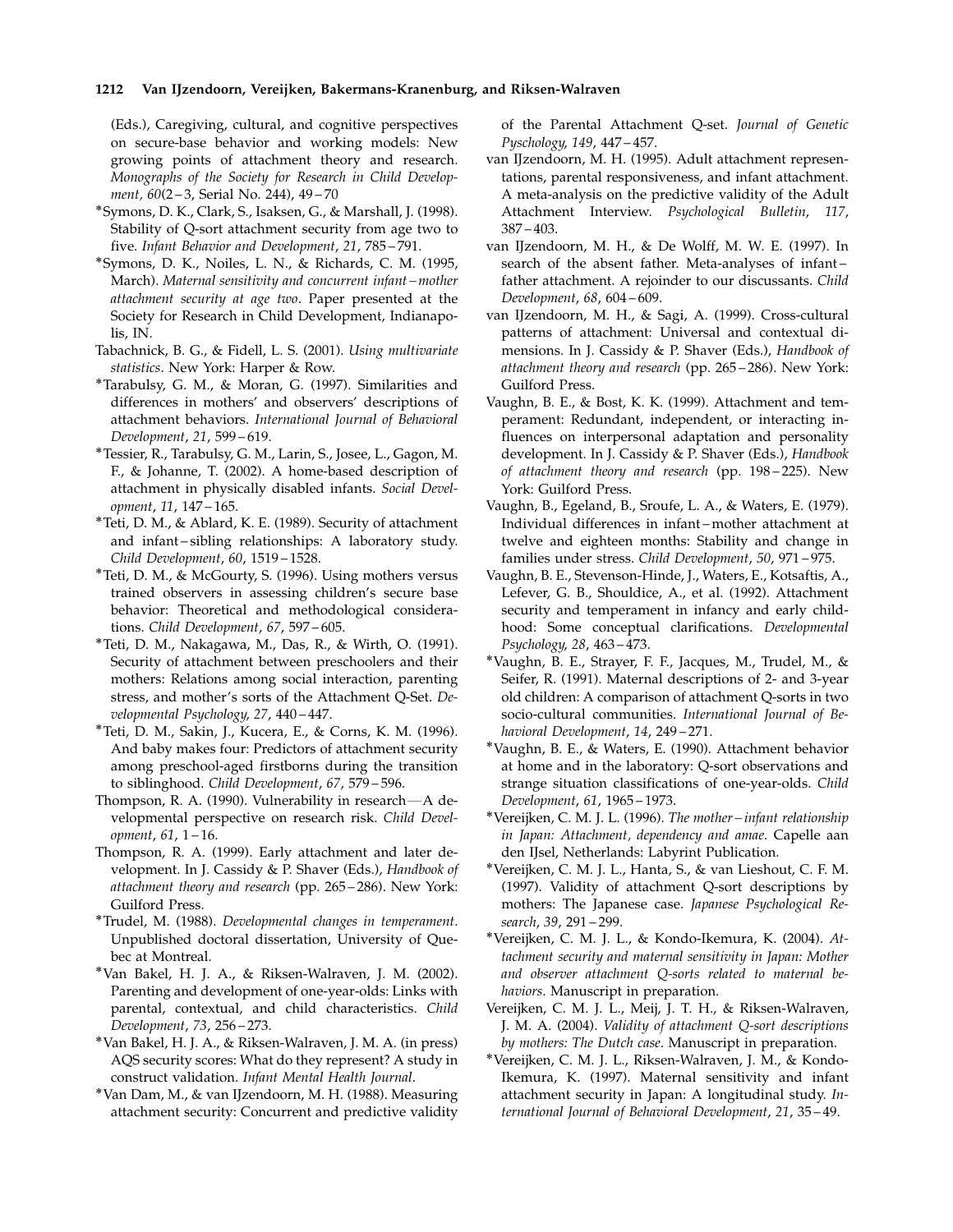(Eds.), Caregiving, cultural, and cognitive perspectives on secure-base behavior and working models: New growing points of attachment theory and research. *Monographs of the Society for Research in Child Development, 60*(2–3, Serial No. 244), 49–70

*Symons, D. K., Clark, S., Isaksen, G., & Marshall, J. (1998). Stability of Q-sort attachment security from age two to five. *Infant Behavior and Development*, *21*, 785–791.

*Symons, D. K., Noiles, L. N., & Richards, C. M. (1995, March). *Maternal sensitivity and concurrent infant–mother attachment security at age two*. Paper presented at the Society for Research in Child Development, Indianapolis, IN.

Tabachnick, B. G., & Fidell, L. S. (2001). *Using multivariate statistics*. New York: Harper & Row.

*Tarabulsy, G. M., & Moran, G. (1997). Similarities and differences in mothers' and observers' descriptions of attachment behaviors. *International Journal of Behavioral Development*, *21*, 599–619.

*Tessier, R., Tarabulsy, G. M., Larin, S., Josee, L., Gagon, M. F., & Johanne, T. (2002). A home-based description of attachment in physically disabled infants. *Social Development*, *11*, 147–165.

*Teti, D. M., & Ablard, K. E. (1989). Security of attachment and infant–sibling relationships: A laboratory study. *Child Development*, *60*, 1519–1528.

*Teti, D. M., & McGourty, S. (1996). Using mothers versus trained observers in assessing children's secure base behavior: Theoretical and methodological considerations. *Child Development*, *67*, 597–605.

*Teti, D. M., Nakagawa, M., Das, R., & Wirth, O. (1991). Security of attachment between preschoolers and their mothers: Relations among social interaction, parenting stress, and mother's sorts of the Attachment Q-Set. *Developmental Psychology*, *27*, 440–447.

*Teti, D. M., Sakin, J., Kucera, E., & Corns, K. M. (1996). And baby makes four: Predictors of attachment security among preschool-aged firstborns during the transition to siblinghood. *Child Development*, *67*, 579–596.

Thompson, R. A. (1990). Vulnerability in research—A developmental perspective on research risk. *Child Development*, *61*, 1–16.

Thompson, R. A. (1999). Early attachment and later development. In J. Cassidy & P. Shaver (Eds.), *Handbook of attachment theory and research* (pp. 265–286). New York: Guilford Press.

*Trudel, M. (1988). *Developmental changes in temperament*. Unpublished doctoral dissertation, University of Quebec at Montreal.

*Van Bakel, H. J. A., & Riksen-Walraven, J. M. (2002). Parenting and development of one-year-olds: Links with parental, contextual, and child characteristics. *Child Development*, *73*, 256–273.

*Van Bakel, H. J. A., & Riksen-Walraven, J. M. A. (in press) AQS security scores: What do they represent? A study in construct validation. *Infant Mental Health Journal*.

*Van Dam, M., & van IJzendoorn, M. H. (1988). Measuring attachment security: Concurrent and predictive validity of the Parental Attachment Q-set. *Journal of Genetic Psychology*, *149*, 447–457.

van IJzendoorn, M. H. (1995). Adult attachment representations, parental responsiveness, and infant attachment. A meta-analysis on the predictive validity of the Adult Attachment Interview. *Psychological Bulletin*, *117*, 387–403.

van IJzendoorn, M. H., & De Wolff, M. W. E. (1997). In search of the absent father. Meta-analyses of infant–father attachment. A rejoinder to our discussants. *Child Development*, *68*, 604–609.

van IJzendoorn, M. H., & Sagi, A. (1999). Cross-cultural patterns of attachment: Universal and contextual dimensions. In J. Cassidy & P. Shaver (Eds.), *Handbook of attachment theory and research* (pp. 265–286). New York: Guilford Press.

Vaughn, B. E., & Bost, K. K. (1999). Attachment and temperament: Redundant, independent, or interacting influences on interpersonal adaptation and personality development. In J. Cassidy & P. Shaver (Eds.), *Handbook of attachment theory and research* (pp. 198–225). New York: Guilford Press.

Vaughn, B., Egeland, B., Sroufe, L. A., & Waters, E. (1979). Individual differences in infant–mother attachment at twelve and eighteen months: Stability and change in families under stress. *Child Development*, *50*, 971–975.

Vaughn, B. E., Stevenson-Hinde, J., Waters, E., Kotsaftis, A., Lefever, G. B., Shouldice, A., et al. (1992). Attachment security and temperament in infancy and early childhood: Some conceptual clarifications. *Developmental Psychology*, *28*, 463–473.

*Vaughn, B. E., Strayer, F. F., Jacques, M., Trudel, M., & Seifer, R. (1991). Maternal descriptions of 2- and 3-year old children: A comparison of attachment Q-sorts in two socio-cultural communities. *International Journal of Behavioral Development*, *14*, 249–271.

*Vaughn, B. E., & Waters, E. (1990). Attachment behavior at home and in the laboratory: Q-sort observations and strange situation classifications of one-year-olds. *Child Development*, *61*, 1965–1973.

*Vereijken, C. M. J. L. (1996). *The mother–infant relationship in Japan: Attachment, dependency and amae*. Capelle aan den IJsel, Netherlands: Labyrint Publication.

*Vereijken, C. M. J. L., Hanta, S., & van Lieshout, C. F. M. (1997). Validity of attachment Q-sort descriptions by mothers: The Japanese case. *Japanese Psychological Research*, *39*, 291–299.

*Vereijken, C. M. J. L., & Kondo-Ikemura, K. (2004). *Attachment security and maternal sensitivity in Japan: Mother and observer attachment Q-sorts related to maternal behaviors*. Manuscript in preparation.

Vereijken, C. M. J. L., Meij, J. T. H., & Riksen-Walraven, J. M. A. (2004). *Validity of attachment Q-sort descriptions by mothers: The Dutch case*. Manuscript in preparation.

*Vereijken, C. M. J. L., Riksen-Walraven, J. M., & Kondo-Ikemura, K. (1997). Maternal sensitivity and infant attachment security in Japan: A longitudinal study. *International Journal of Behavioral Development*, *21*, 35–49.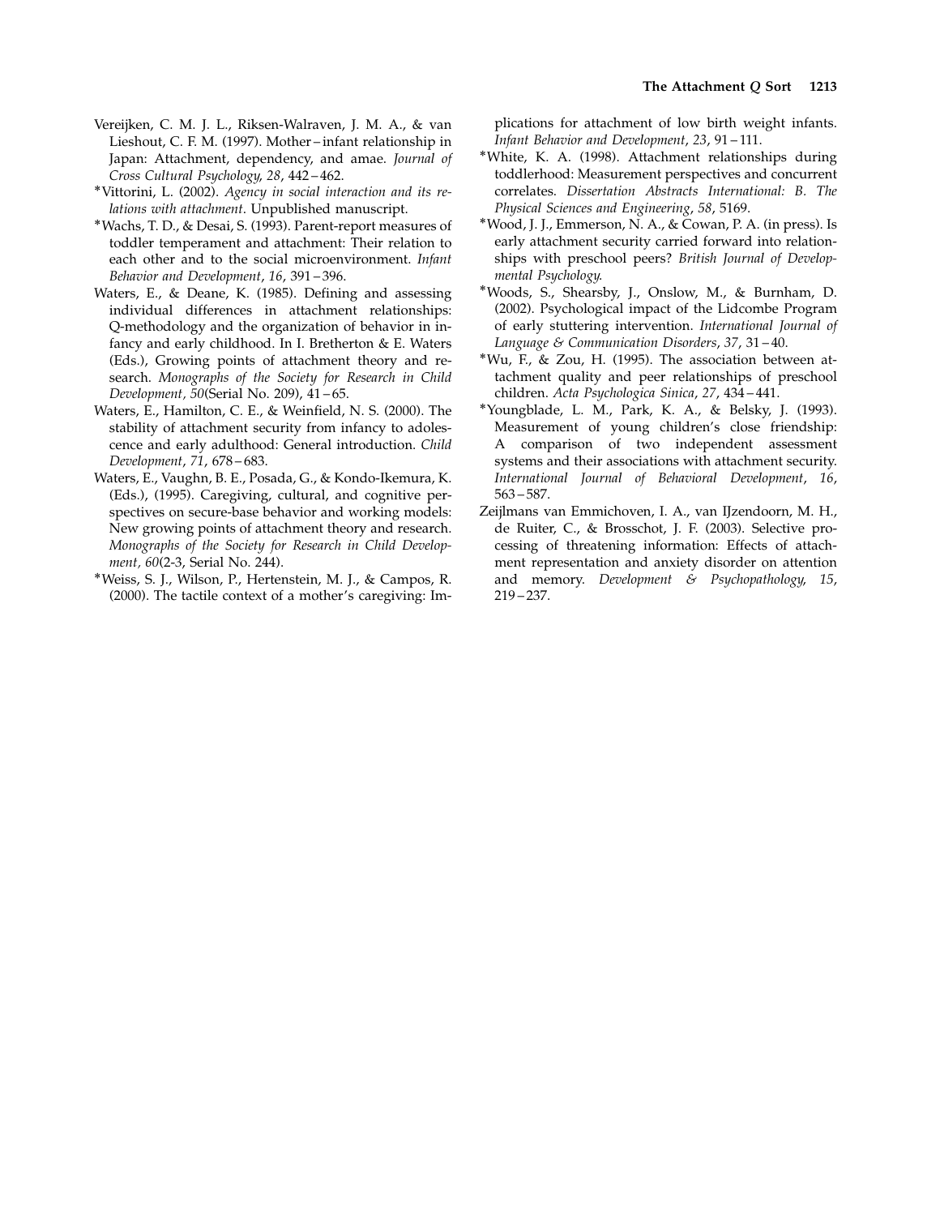Vereijken, C. M. J. L., Riksen-Walraven, J. M. A., & van Lieshout, C. F. M. (1997). Mother – infant relationship in Japan: Attachment, dependency, and amae. *Journal of Cross Cultural Psychology, 28*, 442 – 462.

*Vittorini, L. (2002). *Agency in social interaction and its relations with attachment*. Unpublished manuscript.

*Wachs, T. D., & Desai, S. (1993). Parent-report measures of toddler temperament and attachment: Their relation to each other and to the social microenvironment. *Infant Behavior and Development*, *16*, 391 – 396.

Waters, E., & Deane, K. (1985). Defining and assessing individual differences in attachment relationships: Q-methodology and the organization of behavior in infancy and early childhood. In I. Bretherton & E. Waters (Eds.), Growing points of attachment theory and research. *Monographs of the Society for Research in Child Development, 50*(Serial No. 209), 41 – 65.

Waters, E., Hamilton, C. E., & Weinfield, N. S. (2000). The stability of attachment security from infancy to adolescence and early adulthood: General introduction. *Child Development*, *71*, 678 – 683.

Waters, E., Vaughn, B. E., Posada, G., & Kondo-Ikemura, K. (Eds.), (1995). Caregiving, cultural, and cognitive perspectives on secure-base behavior and working models: New growing points of attachment theory and research. *Monographs of the Society for Research in Child Development, 60*(2-3, Serial No. 244).

*Weiss, S. J., Wilson, P., Hertenstein, M. J., & Campos, R. (2000). The tactile context of a mother's caregiving: Implications for attachment of low birth weight infants. *Infant Behavior and Development*, *23*, 91 – 111.

*White, K. A. (1998). Attachment relationships during toddlerhood: Measurement perspectives and concurrent correlates. *Dissertation Abstracts International: B. The Physical Sciences and Engineering*, *58*, 5169.

*Wood, J. J., Emmerson, N. A., & Cowan, P. A. (in press). Is early attachment security carried forward into relationships with preschool peers? *British Journal of Developmental Psychology.*

*Woods, S., Shearsby, J., Onslow, M., & Burnham, D. (2002). Psychological impact of the Lidcombe Program of early stuttering intervention. *International Journal of Language & Communication Disorders*, *37*, 31 – 40.

*Wu, F., & Zou, H. (1995). The association between attachment quality and peer relationships of preschool children. *Acta Psychologica Sinica*, *27*, 434 – 441.

*Youngblade, L. M., Park, K. A., & Belsky, J. (1993). Measurement of young children's close friendship: A comparison of two independent assessment systems and their associations with attachment security. *International Journal of Behavioral Development*, *16*, 563 – 587.

Zeijlmans van Emmichoven, I. A., van IJzendoorn, M. H., de Ruiter, C., & Brosschot, J. F. (2003). Selective processing of threatening information: Effects of attachment representation and anxiety disorder on attention and memory. *Development & Psychopathology, 15*, 219 – 237.